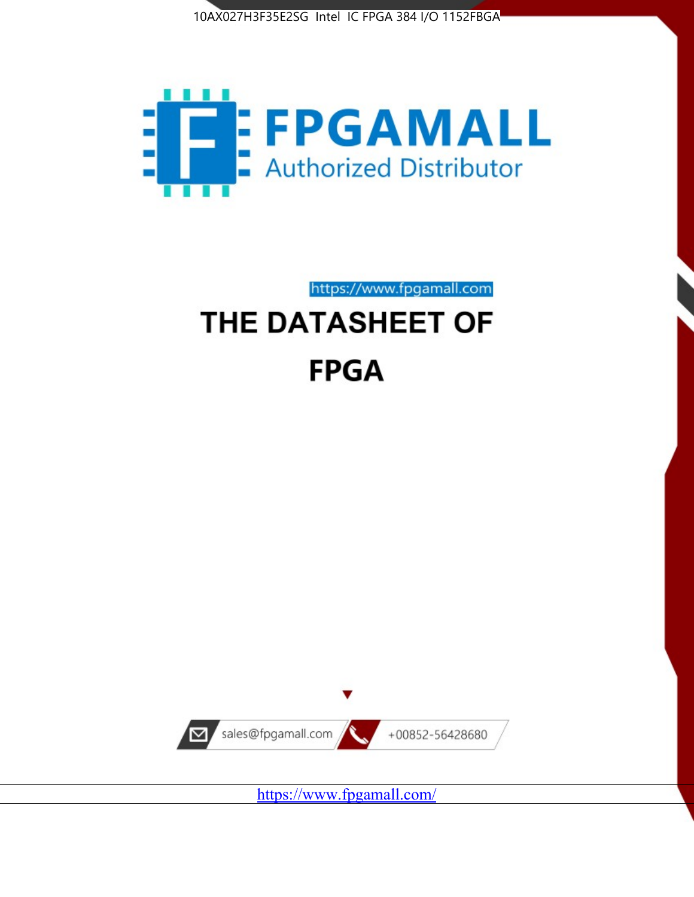10AX027H3F35E2SG Intel IC FPGA 384 I/O 1152FBGA

FPGAMALL

Authorized Distributor

https://www.fpgamall.com

# THE DATASHEET OF

# FPGA

sales@fpgamall.com

+00852-56428680

https://www.fpgamall.com/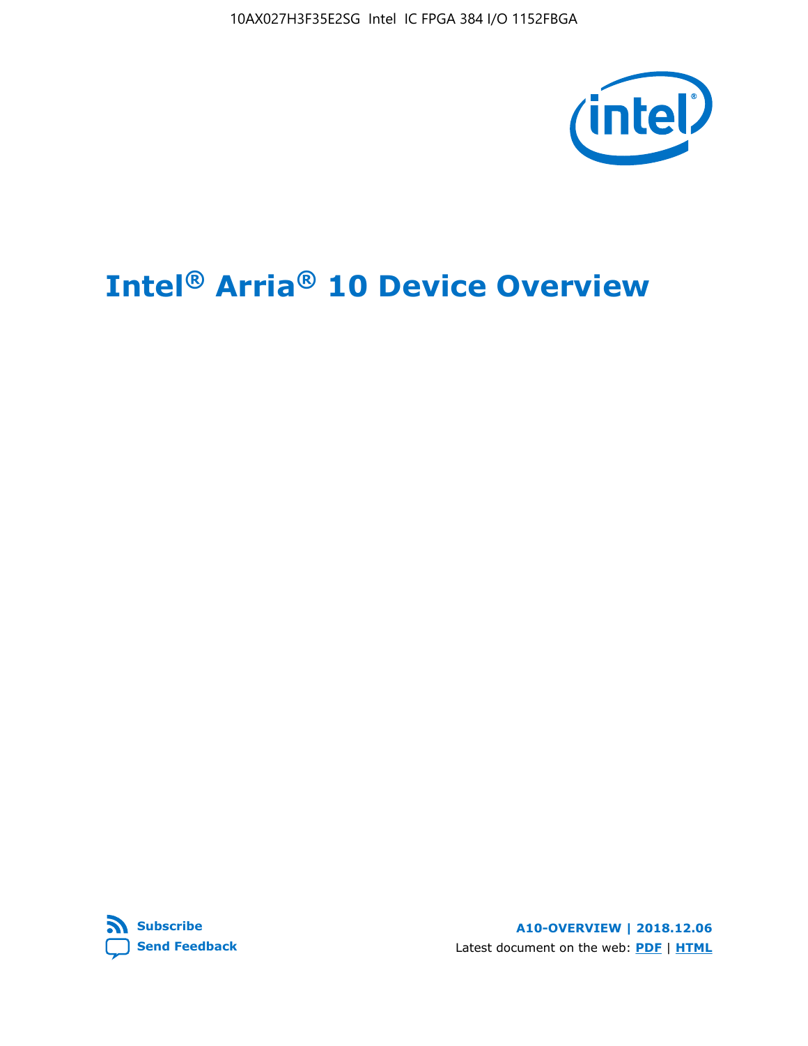# Intel® Arria® 10 Device Overview

**A10-OVERVIEW | 2018.12.06**

Latest document on the web: **PDF** | **HTML**

**Subscribe**

**Send Feedback**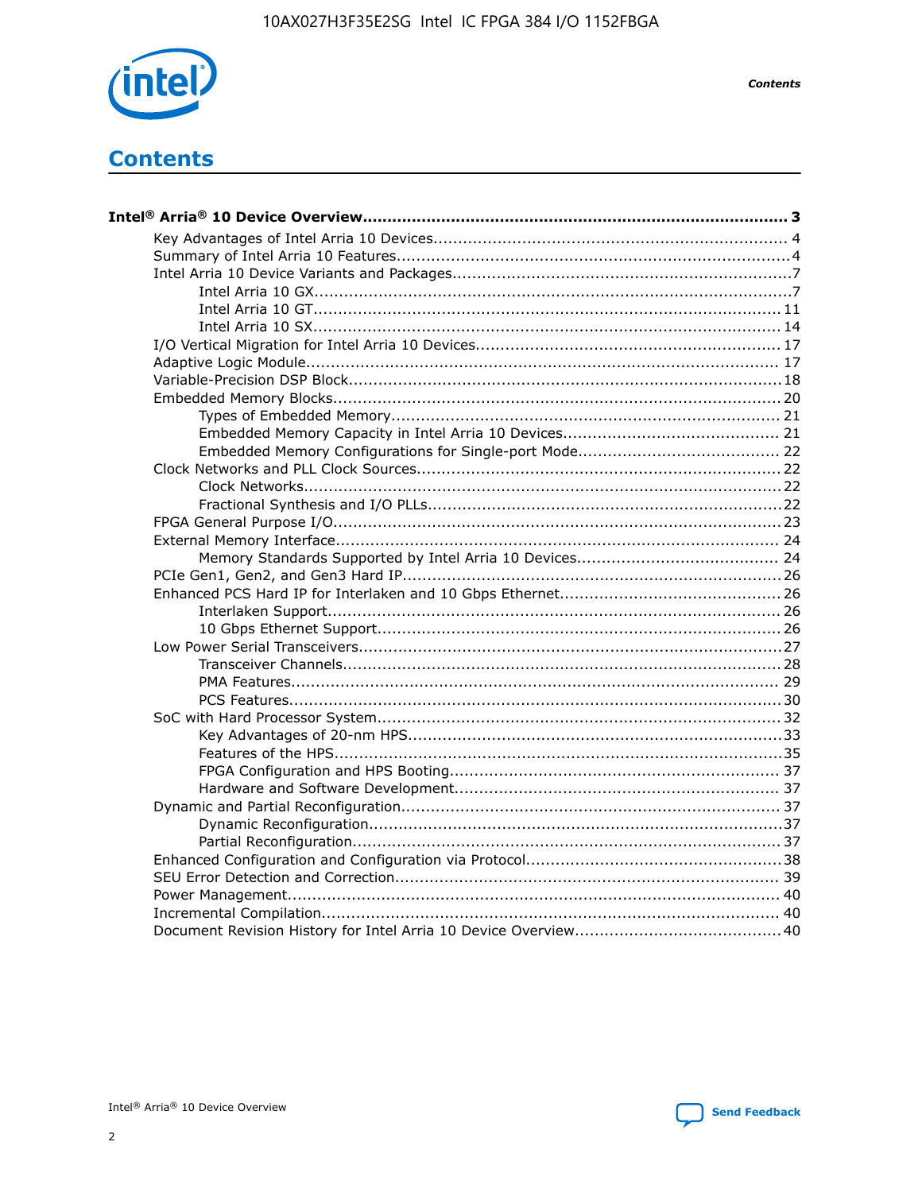# Contents

**Intel® Arria® 10 Device Overview......................................................................................... 3**

- Key Advantages of Intel Arria 10 Devices........................................................................ 4
- Summary of Intel Arria 10 Features................................................................................4
- Intel Arria 10 Device Variants and Packages.....................................................................7
  - Intel Arria 10 GX.................................................................................................7
  - Intel Arria 10 GT............................................................................................... 11
  - Intel Arria 10 SX............................................................................................... 14
- I/O Vertical Migration for Intel Arria 10 Devices.............................................................. 17
- Adaptive Logic Module................................................................................................ 17
- Variable-Precision DSP Block........................................................................................18
- Embedded Memory Blocks........................................................................................... 20
  - Types of Embedded Memory............................................................................... 21
  - Embedded Memory Capacity in Intel Arria 10 Devices............................................ 21
  - Embedded Memory Configurations for Single-port Mode......................................... 22
- Clock Networks and PLL Clock Sources.......................................................................... 22
  - Clock Networks................................................................................................. 22
  - Fractional Synthesis and I/O PLLs........................................................................ 22
- FPGA General Purpose I/O...........................................................................................23
- External Memory Interface...........................................................................................24
  - Memory Standards Supported by Intel Arria 10 Devices......................................... 24
- PCIe Gen1, Gen2, and Gen3 Hard IP.............................................................................26
- Enhanced PCS Hard IP for Interlaken and 10 Gbps Ethernet.............................................26
  - Interlaken Support............................................................................................ 26
  - 10 Gbps Ethernet Support.................................................................................. 26
- Low Power Serial Transceivers..................................................................................... 27
  - Transceiver Channels......................................................................................... 28
  - PMA Features.................................................................................................... 29
  - PCS Features.................................................................................................... 30
- SoC with Hard Processor System.................................................................................. 32
  - Key Advantages of 20-nm HPS............................................................................ 33
  - Features of the HPS........................................................................................... 35
  - FPGA Configuration and HPS Booting................................................................... 37
  - Hardware and Software Development.................................................................. 37
- Dynamic and Partial Reconfiguration............................................................................. 37
  - Dynamic Reconfiguration.................................................................................... 37
  - Partial Reconfiguration........................................................................................ 37
- Enhanced Configuration and Configuration via Protocol.................................................... 38
- SEU Error Detection and Correction.............................................................................. 39
- Power Management.................................................................................................... 40
- Incremental Compilation.............................................................................................. 40
- Document Revision History for Intel Arria 10 Device Overview.......................................... 40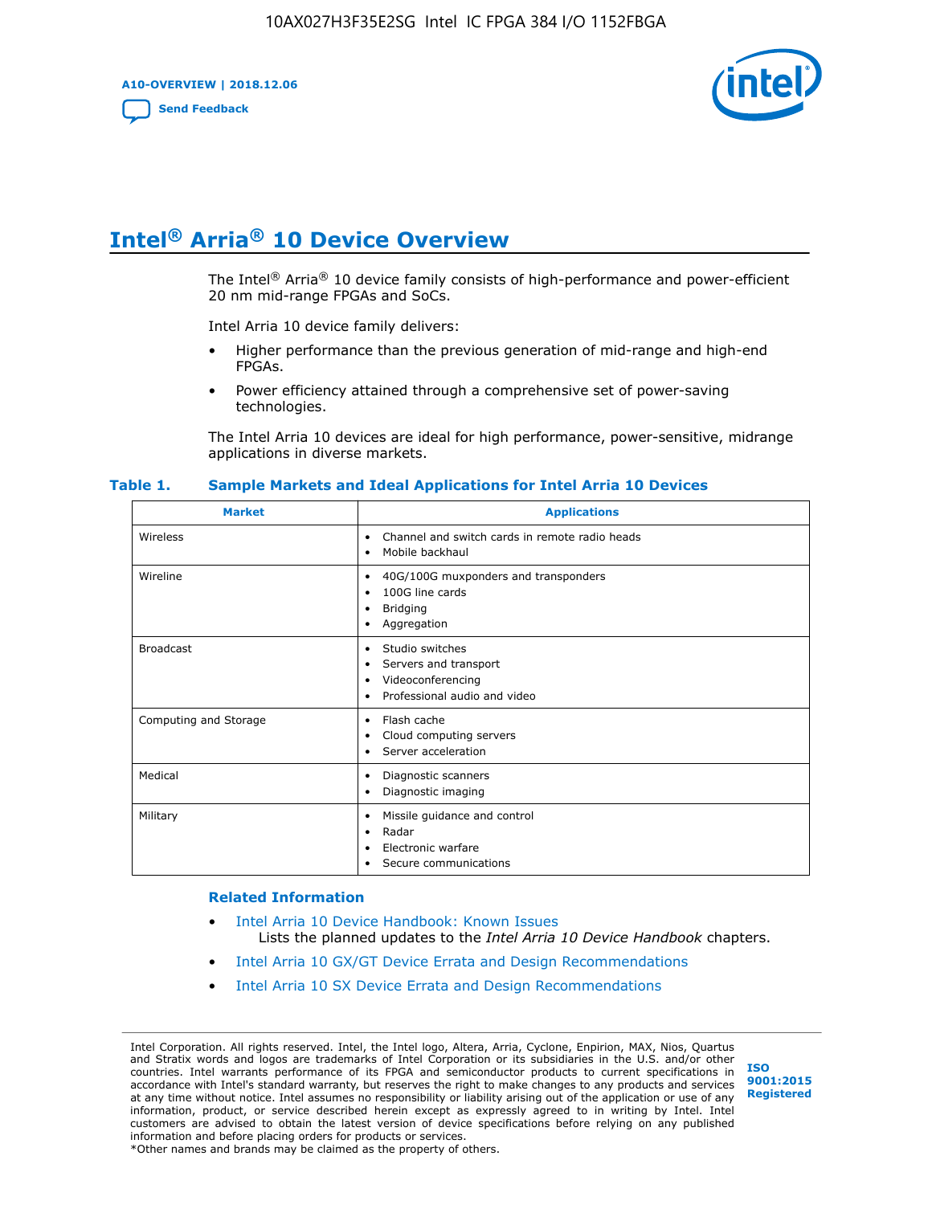# Intel® Arria® 10 Device Overview

The Intel® Arria® 10 device family consists of high-performance and power-efficient 20 nm mid-range FPGAs and SoCs.

Intel Arria 10 device family delivers:

- Higher performance than the previous generation of mid-range and high-end FPGAs.
- Power efficiency attained through a comprehensive set of power-saving technologies.

The Intel Arria 10 devices are ideal for high performance, power-sensitive, midrange applications in diverse markets.

**Table 1. Sample Markets and Ideal Applications for Intel Arria 10 Devices**

| Market | Applications |
|---|---|
| Wireless | • Channel and switch cards in remote radio heads<br>• Mobile backhaul |
| Wireline | • 40G/100G muxponders and transponders<br>• 100G line cards<br>• Bridging<br>• Aggregation |
| Broadcast | • Studio switches<br>• Servers and transport<br>• Videoconferencing<br>• Professional audio and video |
| Computing and Storage | • Flash cache<br>• Cloud computing servers<br>• Server acceleration |
| Medical | • Diagnostic scanners<br>• Diagnostic imaging |
| Military | • Missile guidance and control<br>• Radar<br>• Electronic warfare<br>• Secure communications |

### Related Information

- Intel Arria 10 Device Handbook: Known Issues
  Lists the planned updates to the *Intel Arria 10 Device Handbook* chapters.
- Intel Arria 10 GX/GT Device Errata and Design Recommendations
- Intel Arria 10 SX Device Errata and Design Recommendations

Intel Corporation. All rights reserved. Intel, the Intel logo, Altera, Arria, Cyclone, Enpirion, MAX, Nios, Quartus and Stratix words and logos are trademarks of Intel Corporation or its subsidiaries in the U.S. and/or other countries. Intel warrants performance of its FPGA and semiconductor products to current specifications in accordance with Intel's standard warranty, but reserves the right to make changes to any products and services at any time without notice. Intel assumes no responsibility or liability arising out of the application or use of any information, product, or service described herein except as expressly agreed to in writing by Intel. Intel customers are advised to obtain the latest version of device specifications before relying on any published information and before placing orders for products or services.
*Other names and brands may be claimed as the property of others.

ISO 9001:2015 Registered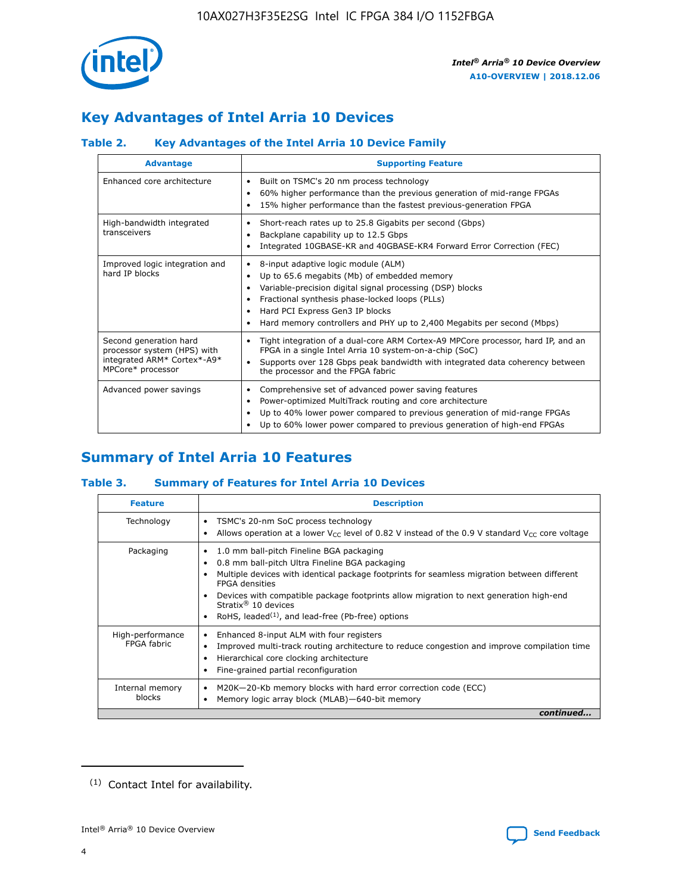## Key Advantages of Intel Arria 10 Devices

### Table 2. Key Advantages of the Intel Arria 10 Device Family

| Advantage | Supporting Feature |
|---|---|
| Enhanced core architecture | • Built on TSMC's 20 nm process technology<br>• 60% higher performance than the previous generation of mid-range FPGAs<br>• 15% higher performance than the fastest previous-generation FPGA |
| High-bandwidth integrated transceivers | • Short-reach rates up to 25.8 Gigabits per second (Gbps)<br>• Backplane capability up to 12.5 Gbps<br>• Integrated 10GBASE-KR and 40GBASE-KR4 Forward Error Correction (FEC) |
| Improved logic integration and hard IP blocks | • 8-input adaptive logic module (ALM)<br>• Up to 65.6 megabits (Mb) of embedded memory<br>• Variable-precision digital signal processing (DSP) blocks<br>• Fractional synthesis phase-locked loops (PLLs)<br>• Hard PCI Express Gen3 IP blocks<br>• Hard memory controllers and PHY up to 2,400 Megabits per second (Mbps) |
| Second generation hard processor system (HPS) with integrated ARM* Cortex*-A9* MPCore* processor | • Tight integration of a dual-core ARM Cortex-A9 MPCore processor, hard IP, and an FPGA in a single Intel Arria 10 system-on-a-chip (SoC)<br>• Supports over 128 Gbps peak bandwidth with integrated data coherency between the processor and the FPGA fabric |
| Advanced power savings | • Comprehensive set of advanced power saving features<br>• Power-optimized MultiTrack routing and core architecture<br>• Up to 40% lower power compared to previous generation of mid-range FPGAs<br>• Up to 60% lower power compared to previous generation of high-end FPGAs |

## Summary of Intel Arria 10 Features

### Table 3. Summary of Features for Intel Arria 10 Devices

| Feature | Description |
|---|---|
| Technology | • TSMC's 20-nm SoC process technology<br>• Allows operation at a lower $V_{CC}$ level of 0.82 V instead of the 0.9 V standard $V_{CC}$ core voltage |
| Packaging | • 1.0 mm ball-pitch Fineline BGA packaging<br>• 0.8 mm ball-pitch Ultra Fineline BGA packaging<br>• Multiple devices with identical package footprints for seamless migration between different FPGA densities<br>• Devices with compatible package footprints allow migration to next generation high-end Stratix® 10 devices<br>• RoHS, leaded[(1)], and lead-free (Pb-free) options |
| High-performance FPGA fabric | • Enhanced 8-input ALM with four registers<br>• Improved multi-track routing architecture to reduce congestion and improve compilation time<br>• Hierarchical core clocking architecture<br>• Fine-grained partial reconfiguration |
| Internal memory blocks | • M20K—20-Kb memory blocks with hard error correction code (ECC)<br>• Memory logic array block (MLAB)—640-bit memory |

*continued...*

(1) Contact Intel for availability.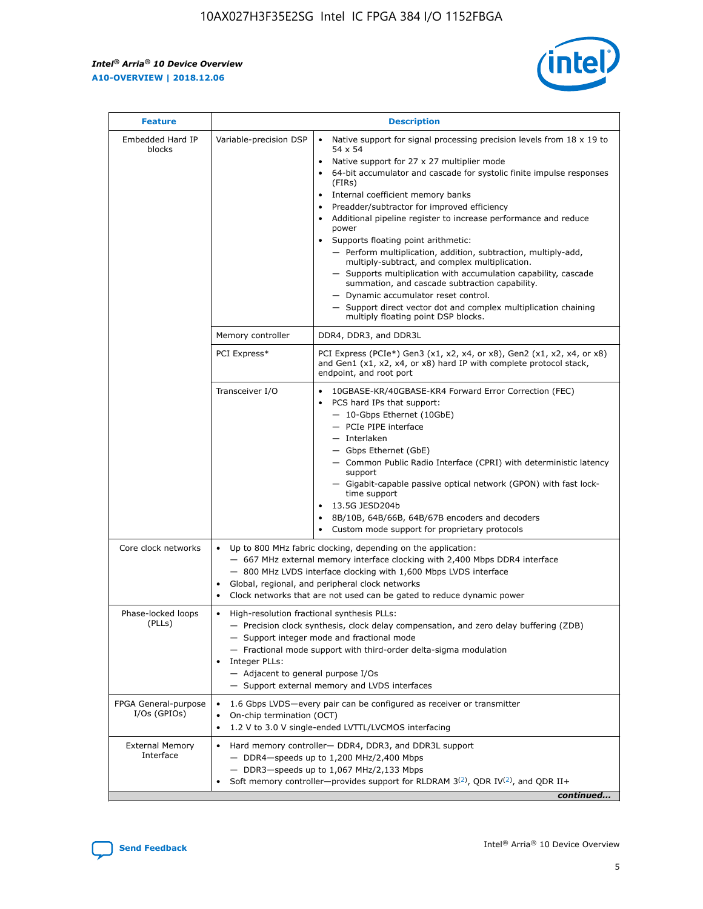| Feature | Description | |
|---|---|---|
| Embedded Hard IP blocks | Variable-precision DSP | • Native support for signal processing precision levels from 18 x 19 to 54 x 54<br>• Native support for 27 x 27 multiplier mode<br>• 64-bit accumulator and cascade for systolic finite impulse responses (FIRs)<br>• Internal coefficient memory banks<br>• Preadder/subtractor for improved efficiency<br>• Additional pipeline register to increase performance and reduce power<br>• Supports floating point arithmetic:<br>— Perform multiplication, addition, subtraction, multiply-add, multiply-subtract, and complex multiplication.<br>— Supports multiplication with accumulation capability, cascade summation, and cascade subtraction capability.<br>— Dynamic accumulator reset control.<br>— Support direct vector dot and complex multiplication chaining multiply floating point DSP blocks. |
| | Memory controller | DDR4, DDR3, and DDR3L |
| | PCI Express* | PCI Express (PCIe*) Gen3 (x1, x2, x4, or x8), Gen2 (x1, x2, x4, or x8) and Gen1 (x1, x2, x4, or x8) hard IP with complete protocol stack, endpoint, and root port |
| | Transceiver I/O | • 10GBASE-KR/40GBASE-KR4 Forward Error Correction (FEC)<br>• PCS hard IPs that support:<br>— 10-Gbps Ethernet (10GbE)<br>— PCIe PIPE interface<br>— Interlaken<br>— Gbps Ethernet (GbE)<br>— Common Public Radio Interface (CPRI) with deterministic latency support<br>— Gigabit-capable passive optical network (GPON) with fast lock-time support<br>• 13.5G JESD204b<br>• 8B/10B, 64B/66B, 64B/67B encoders and decoders<br>• Custom mode support for proprietary protocols |
| Core clock networks | • Up to 800 MHz fabric clocking, depending on the application:<br>— 667 MHz external memory interface clocking with 2,400 Mbps DDR4 interface<br>— 800 MHz LVDS interface clocking with 1,600 Mbps LVDS interface<br>• Global, regional, and peripheral clock networks<br>• Clock networks that are not used can be gated to reduce dynamic power | |
| Phase-locked loops (PLLs) | • High-resolution fractional synthesis PLLs:<br>— Precision clock synthesis, clock delay compensation, and zero delay buffering (ZDB)<br>— Support integer mode and fractional mode<br>— Fractional mode support with third-order delta-sigma modulation<br>• Integer PLLs:<br>— Adjacent to general purpose I/Os<br>— Support external memory and LVDS interfaces | |
| FPGA General-purpose I/Os (GPIOs) | • 1.6 Gbps LVDS—every pair can be configured as receiver or transmitter<br>• On-chip termination (OCT)<br>• 1.2 V to 3.0 V single-ended LVTTL/LVCMOS interfacing | |
| External Memory Interface | • Hard memory controller— DDR4, DDR3, and DDR3L support<br>— DDR4—speeds up to 1,200 MHz/2,400 Mbps<br>— DDR3—speeds up to 1,067 MHz/2,133 Mbps<br>• Soft memory controller—provides support for RLDRAM 3[(2)], QDR IV[(2)], and QDR II+ | |

*continued...*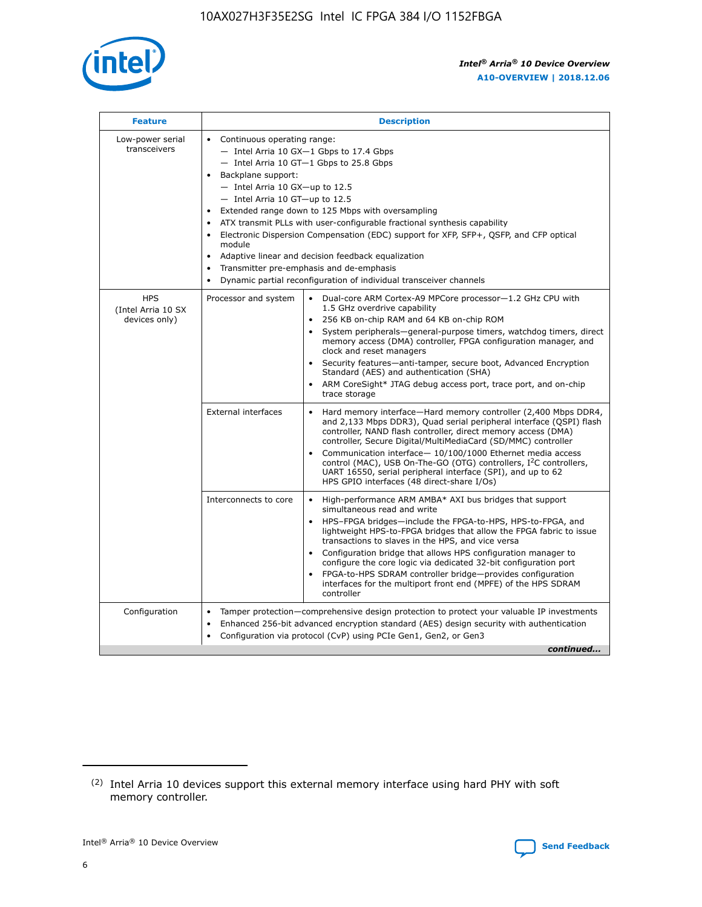| Feature | Description | |
|---|---|---|
| Low-power serial transceivers | • Continuous operating range:<br>— Intel Arria 10 GX—1 Gbps to 17.4 Gbps<br>— Intel Arria 10 GT—1 Gbps to 25.8 Gbps<br>• Backplane support:<br>— Intel Arria 10 GX—up to 12.5<br>— Intel Arria 10 GT—up to 12.5<br>• Extended range down to 125 Mbps with oversampling<br>• ATX transmit PLLs with user-configurable fractional synthesis capability<br>• Electronic Dispersion Compensation (EDC) support for XFP, SFP+, QSFP, and CFP optical module<br>• Adaptive linear and decision feedback equalization<br>• Transmitter pre-emphasis and de-emphasis<br>• Dynamic partial reconfiguration of individual transceiver channels | |
| HPS (Intel Arria 10 SX devices only) | Processor and system | • Dual-core ARM Cortex-A9 MPCore processor—1.2 GHz CPU with 1.5 GHz overdrive capability<br>• 256 KB on-chip RAM and 64 KB on-chip ROM<br>• System peripherals—general-purpose timers, watchdog timers, direct memory access (DMA) controller, FPGA configuration manager, and clock and reset managers<br>• Security features—anti-tamper, secure boot, Advanced Encryption Standard (AES) and authentication (SHA)<br>• ARM CoreSight* JTAG debug access port, trace port, and on-chip trace storage |
| | External interfaces | • Hard memory interface—Hard memory controller (2,400 Mbps DDR4, and 2,133 Mbps DDR3), Quad serial peripheral interface (QSPI) flash controller, NAND flash controller, direct memory access (DMA) controller, Secure Digital/MultiMediaCard (SD/MMC) controller<br>• Communication interface— 10/100/1000 Ethernet media access control (MAC), USB On-The-GO (OTG) controllers, I$^2$C controllers, UART 16550, serial peripheral interface (SPI), and up to 62 HPS GPIO interfaces (48 direct-share I/Os) |
| | Interconnects to core | • High-performance ARM AMBA* AXI bus bridges that support simultaneous read and write<br>• HPS–FPGA bridges—include the FPGA-to-HPS, HPS-to-FPGA, and lightweight HPS-to-FPGA bridges that allow the FPGA fabric to issue transactions to slaves in the HPS, and vice versa<br>• Configuration bridge that allows HPS configuration manager to configure the core logic via dedicated 32-bit configuration port<br>• FPGA-to-HPS SDRAM controller bridge—provides configuration interfaces for the multiport front end (MPFE) of the HPS SDRAM controller |
| Configuration | • Tamper protection—comprehensive design protection to protect your valuable IP investments<br>• Enhanced 256-bit advanced encryption standard (AES) design security with authentication<br>• Configuration via protocol (CvP) using PCIe Gen1, Gen2, or Gen3 | |

*continued...*

(2) Intel Arria 10 devices support this external memory interface using hard PHY with soft memory controller.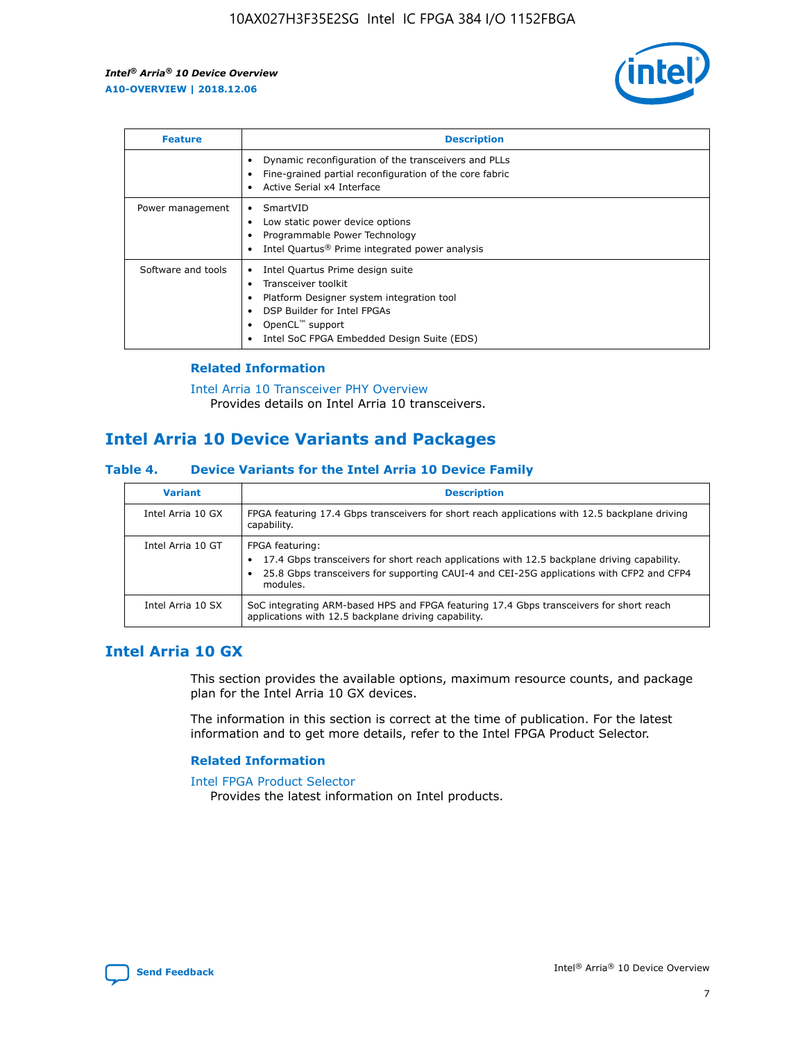| Feature | Description |
| --- | --- |
| | • Dynamic reconfiguration of the transceivers and PLLs<br>• Fine-grained partial reconfiguration of the core fabric<br>• Active Serial x4 Interface |
| Power management | • SmartVID<br>• Low static power device options<br>• Programmable Power Technology<br>• Intel Quartus® Prime integrated power analysis |
| Software and tools | • Intel Quartus Prime design suite<br>• Transceiver toolkit<br>• Platform Designer system integration tool<br>• DSP Builder for Intel FPGAs<br>• OpenCL™ support<br>• Intel SoC FPGA Embedded Design Suite (EDS) |

### Related Information

Intel Arria 10 Transceiver PHY Overview
Provides details on Intel Arria 10 transceivers.

## Intel Arria 10 Device Variants and Packages

#### Table 4. Device Variants for the Intel Arria 10 Device Family

| Variant | Description |
| --- | --- |
| Intel Arria 10 GX | FPGA featuring 17.4 Gbps transceivers for short reach applications with 12.5 backplane driving capability. |
| Intel Arria 10 GT | FPGA featuring:<br>• 17.4 Gbps transceivers for short reach applications with 12.5 backplane driving capability.<br>• 25.8 Gbps transceivers for supporting CAUI-4 and CEI-25G applications with CFP2 and CFP4 modules. |
| Intel Arria 10 SX | SoC integrating ARM-based HPS and FPGA featuring 17.4 Gbps transceivers for short reach applications with 12.5 backplane driving capability. |

## Intel Arria 10 GX

This section provides the available options, maximum resource counts, and package plan for the Intel Arria 10 GX devices.

The information in this section is correct at the time of publication. For the latest information and to get more details, refer to the Intel FPGA Product Selector.

### Related Information

Intel FPGA Product Selector
Provides the latest information on Intel products.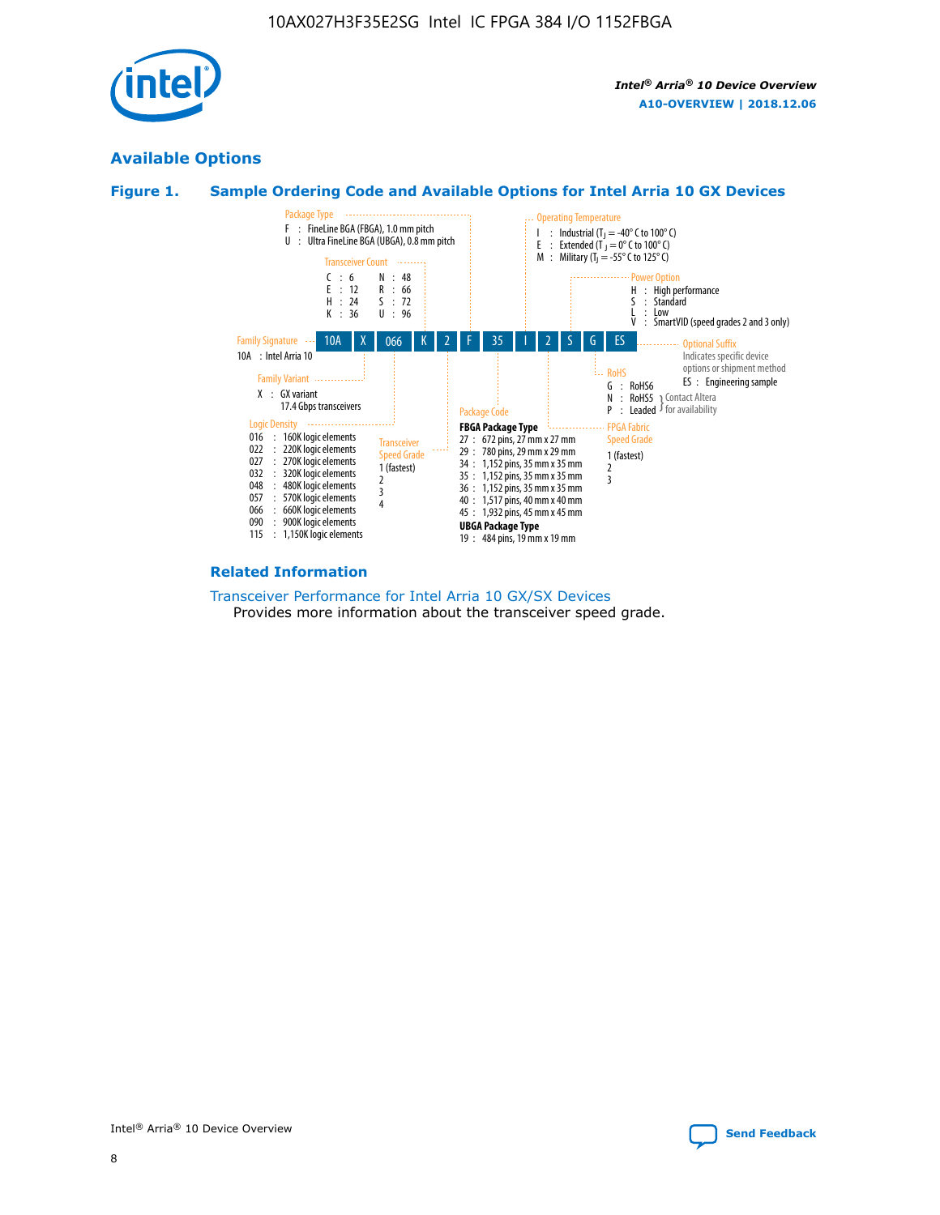## Available Options

### Figure 1. Sample Ordering Code and Available Options for Intel Arria 10 GX Devices

Sample ordering code: 10A X 066 K 2 F 35 I 2 S G ES

**Family Signature**
- 10A : Intel Arria 10

**Family Variant**
- X : GX variant 17.4 Gbps transceivers

**Logic Density**
- 016 : 160K logic elements
- 022 : 220K logic elements
- 027 : 270K logic elements
- 032 : 320K logic elements
- 048 : 480K logic elements
- 057 : 570K logic elements
- 066 : 660K logic elements
- 090 : 900K logic elements
- 115 : 1,150K logic elements

**Transceiver Count**
- C : 6
- E : 12
- H : 24
- K : 36
- N : 48
- R : 66
- S : 72
- U : 96

**Transceiver Speed Grade**
- 1 (fastest)
- 2
- 3
- 4

**Package Type**
- F : FineLine BGA (FBGA), 1.0 mm pitch
- U : Ultra FineLine BGA (UBGA), 0.8 mm pitch

**Package Code**

**FBGA Package Type**
- 27 : 672 pins, 27 mm x 27 mm
- 29 : 780 pins, 29 mm x 29 mm
- 34 : 1,152 pins, 35 mm x 35 mm
- 35 : 1,152 pins, 35 mm x 35 mm
- 36 : 1,152 pins, 35 mm x 35 mm
- 40 : 1,517 pins, 40 mm x 40 mm
- 45 : 1,932 pins, 45 mm x 45 mm

**UBGA Package Type**
- 19 : 484 pins, 19 mm x 19 mm

**Operating Temperature**
- I : Industrial ($T_J$ = -40° C to 100° C)
- E : Extended ($T_J$ = 0° C to 100° C)
- M : Military ($T_J$ = -55° C to 125° C)

**FPGA Fabric Speed Grade**
- 1 (fastest)
- 2
- 3

**Power Option**
- H : High performance
- S : Standard
- L : Low
- V : SmartVID (speed grades 2 and 3 only)

**RoHS**
- G : RoHS6
- N : RoHS5 (Contact Altera for availability)
- P : Leaded (Contact Altera for availability)

**Optional Suffix**

Indicates specific device options or shipment method
- ES : Engineering sample

### Related Information

Transceiver Performance for Intel Arria 10 GX/SX Devices

Provides more information about the transceiver speed grade.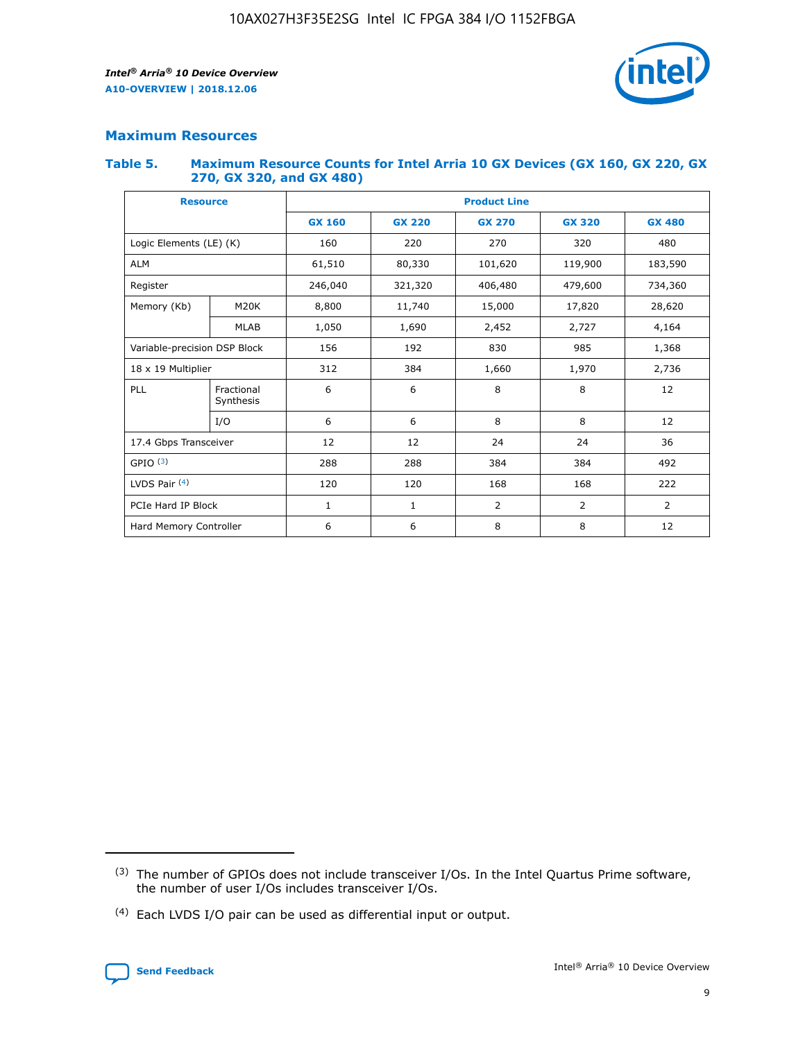## Maximum Resources

### Table 5. Maximum Resource Counts for Intel Arria 10 GX Devices (GX 160, GX 220, GX 270, GX 320, and GX 480)

| Resource | | Product Line | | | | |
|---|---|---|---|---|---|---|
| | | GX 160 | GX 220 | GX 270 | GX 320 | GX 480 |
| Logic Elements (LE) (K) | | 160 | 220 | 270 | 320 | 480 |
| ALM | | 61,510 | 80,330 | 101,620 | 119,900 | 183,590 |
| Register | | 246,040 | 321,320 | 406,480 | 479,600 | 734,360 |
| Memory (Kb) | M20K | 8,800 | 11,740 | 15,000 | 17,820 | 28,620 |
| | MLAB | 1,050 | 1,690 | 2,452 | 2,727 | 4,164 |
| Variable-precision DSP Block | | 156 | 192 | 830 | 985 | 1,368 |
| 18 x 19 Multiplier | | 312 | 384 | 1,660 | 1,970 | 2,736 |
| PLL | Fractional Synthesis | 6 | 6 | 8 | 8 | 12 |
| | I/O | 6 | 6 | 8 | 8 | 12 |
| 17.4 Gbps Transceiver | | 12 | 12 | 24 | 24 | 36 |
| GPIO [(3)] | | 288 | 288 | 384 | 384 | 492 |
| LVDS Pair [(4)] | | 120 | 120 | 168 | 168 | 222 |
| PCIe Hard IP Block | | 1 | 1 | 2 | 2 | 2 |
| Hard Memory Controller | | 6 | 6 | 8 | 8 | 12 |

(3) The number of GPIOs does not include transceiver I/Os. In the Intel Quartus Prime software, the number of user I/Os includes transceiver I/Os.

(4) Each LVDS I/O pair can be used as differential input or output.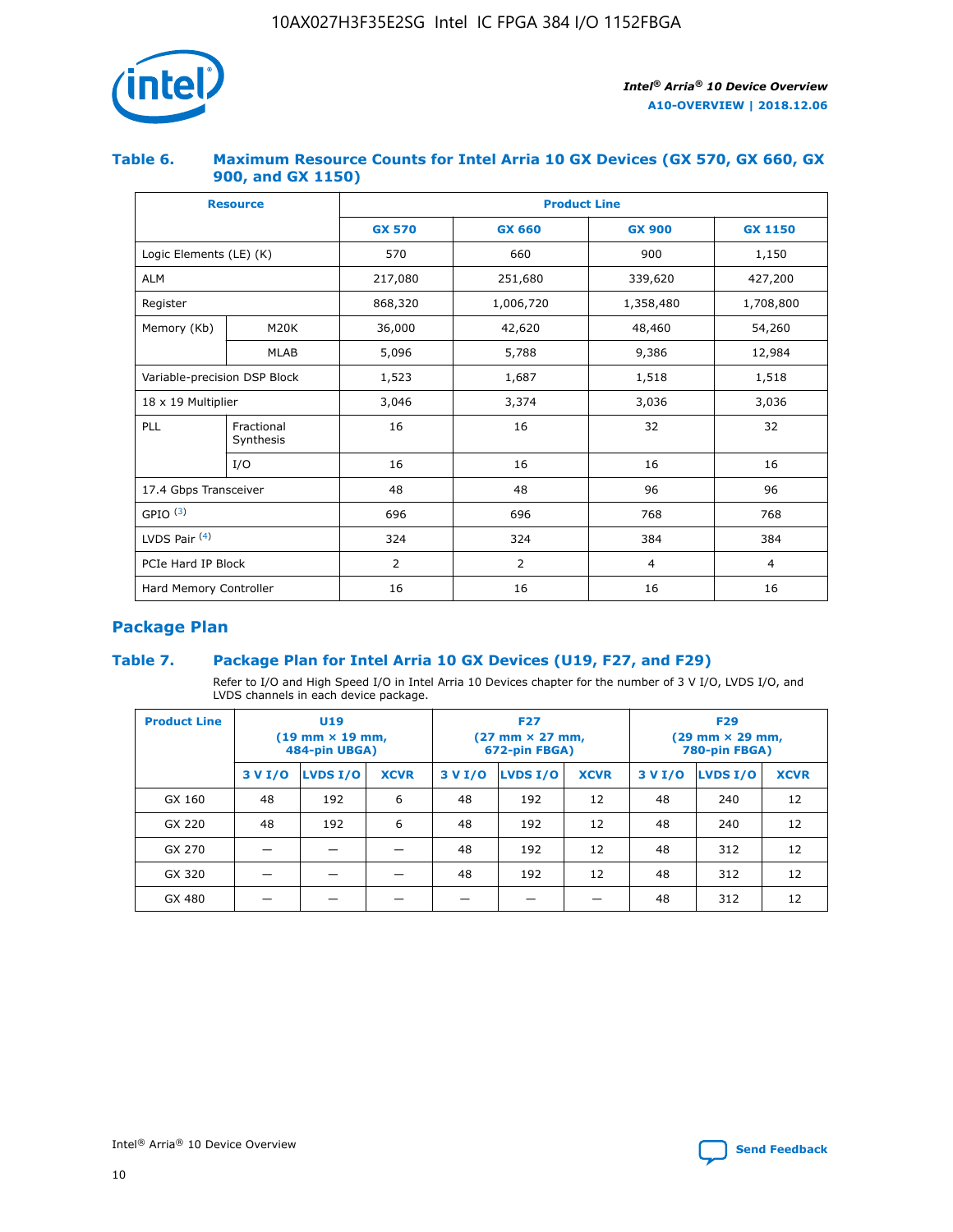### Table 6. Maximum Resource Counts for Intel Arria 10 GX Devices (GX 570, GX 660, GX 900, and GX 1150)

| Resource | | Product Line | | | |
|---|---|---|---|---|---|
| | | GX 570 | GX 660 | GX 900 | GX 1150 |
| Logic Elements (LE) (K) | | 570 | 660 | 900 | 1,150 |
| ALM | | 217,080 | 251,680 | 339,620 | 427,200 |
| Register | | 868,320 | 1,006,720 | 1,358,480 | 1,708,800 |
| Memory (Kb) | M20K | 36,000 | 42,620 | 48,460 | 54,260 |
| | MLAB | 5,096 | 5,788 | 9,386 | 12,984 |
| Variable-precision DSP Block | | 1,523 | 1,687 | 1,518 | 1,518 |
| 18 x 19 Multiplier | | 3,046 | 3,374 | 3,036 | 3,036 |
| PLL | Fractional Synthesis | 16 | 16 | 32 | 32 |
| | I/O | 16 | 16 | 16 | 16 |
| 17.4 Gbps Transceiver | | 48 | 48 | 96 | 96 |
| GPIO [3] | | 696 | 696 | 768 | 768 |
| LVDS Pair [4] | | 324 | 324 | 384 | 384 |
| PCIe Hard IP Block | | 2 | 2 | 4 | 4 |
| Hard Memory Controller | | 16 | 16 | 16 | 16 |

## Package Plan

### Table 7. Package Plan for Intel Arria 10 GX Devices (U19, F27, and F29)

Refer to I/O and High Speed I/O in Intel Arria 10 Devices chapter for the number of 3 V I/O, LVDS I/O, and LVDS channels in each device package.

| Product Line | U19 (19 mm × 19 mm, 484-pin UBGA) | | | F27 (27 mm × 27 mm, 672-pin FBGA) | | | F29 (29 mm × 29 mm, 780-pin FBGA) | | |
|---|---|---|---|---|---|---|---|---|---|
| | 3 V I/O | LVDS I/O | XCVR | 3 V I/O | LVDS I/O | XCVR | 3 V I/O | LVDS I/O | XCVR |
| GX 160 | 48 | 192 | 6 | 48 | 192 | 12 | 48 | 240 | 12 |
| GX 220 | 48 | 192 | 6 | 48 | 192 | 12 | 48 | 240 | 12 |
| GX 270 | — | — | — | 48 | 192 | 12 | 48 | 312 | 12 |
| GX 320 | — | — | — | 48 | 192 | 12 | 48 | 312 | 12 |
| GX 480 | — | — | — | — | — | — | 48 | 312 | 12 |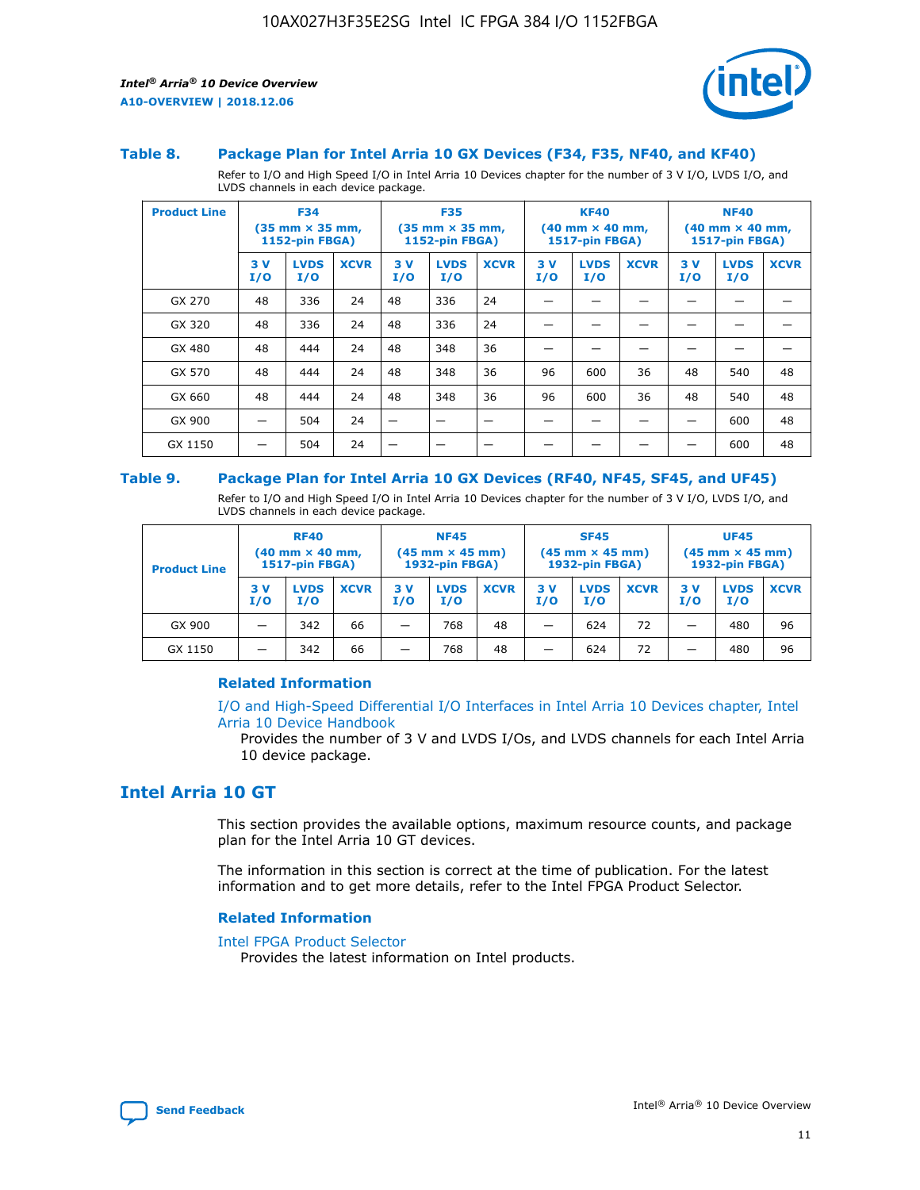### Table 8. Package Plan for Intel Arria 10 GX Devices (F34, F35, NF40, and KF40)

Refer to I/O and High Speed I/O in Intel Arria 10 Devices chapter for the number of 3 V I/O, LVDS I/O, and LVDS channels in each device package.

| Product Line | F34 (35 mm × 35 mm, 1152-pin FBGA) | | | F35 (35 mm × 35 mm, 1152-pin FBGA) | | | KF40 (40 mm × 40 mm, 1517-pin FBGA) | | | NF40 (40 mm × 40 mm, 1517-pin FBGA) | | |
|---|---|---|---|---|---|---|---|---|---|---|---|---|
| | 3 V I/O | LVDS I/O | XCVR | 3 V I/O | LVDS I/O | XCVR | 3 V I/O | LVDS I/O | XCVR | 3 V I/O | LVDS I/O | XCVR |
| GX 270 | 48 | 336 | 24 | 48 | 336 | 24 | — | — | — | — | — | — |
| GX 320 | 48 | 336 | 24 | 48 | 336 | 24 | — | — | — | — | — | — |
| GX 480 | 48 | 444 | 24 | 48 | 348 | 36 | — | — | — | — | — | — |
| GX 570 | 48 | 444 | 24 | 48 | 348 | 36 | 96 | 600 | 36 | 48 | 540 | 48 |
| GX 660 | 48 | 444 | 24 | 48 | 348 | 36 | 96 | 600 | 36 | 48 | 540 | 48 |
| GX 900 | — | 504 | 24 | — | — | — | — | — | — | — | 600 | 48 |
| GX 1150 | — | 504 | 24 | — | — | — | — | — | — | — | 600 | 48 |

### Table 9. Package Plan for Intel Arria 10 GX Devices (RF40, NF45, SF45, and UF45)

Refer to I/O and High Speed I/O in Intel Arria 10 Devices chapter for the number of 3 V I/O, LVDS I/O, and LVDS channels in each device package.

| Product Line | RF40 (40 mm × 40 mm, 1517-pin FBGA) | | | NF45 (45 mm × 45 mm) 1932-pin FBGA) | | | SF45 (45 mm × 45 mm) 1932-pin FBGA) | | | UF45 (45 mm × 45 mm) 1932-pin FBGA) | | |
|---|---|---|---|---|---|---|---|---|---|---|---|---|
| | 3 V I/O | LVDS I/O | XCVR | 3 V I/O | LVDS I/O | XCVR | 3 V I/O | LVDS I/O | XCVR | 3 V I/O | LVDS I/O | XCVR |
| GX 900 | — | 342 | 66 | — | 768 | 48 | — | 624 | 72 | — | 480 | 96 |
| GX 1150 | — | 342 | 66 | — | 768 | 48 | — | 624 | 72 | — | 480 | 96 |

#### Related Information

I/O and High-Speed Differential I/O Interfaces in Intel Arria 10 Devices chapter, Intel Arria 10 Device Handbook

Provides the number of 3 V and LVDS I/Os, and LVDS channels for each Intel Arria 10 device package.

## Intel Arria 10 GT

This section provides the available options, maximum resource counts, and package plan for the Intel Arria 10 GT devices.

The information in this section is correct at the time of publication. For the latest information and to get more details, refer to the Intel FPGA Product Selector.

#### Related Information

Intel FPGA Product Selector

Provides the latest information on Intel products.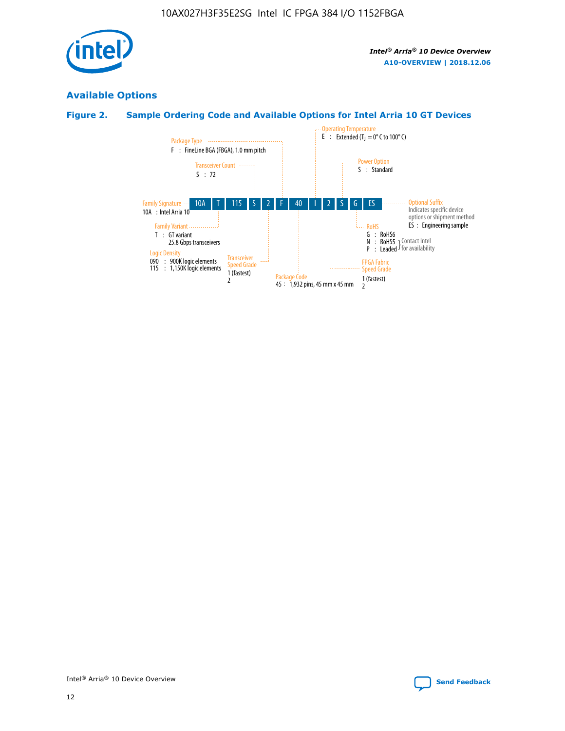## Available Options

### Figure 2. Sample Ordering Code and Available Options for Intel Arria 10 GT Devices

| 10A | T | 115 | S | 2 | F | 40 | I | 2 | S | G | ES |
|---|---|---|---|---|---|---|---|---|---|---|---|

**Family Signature**
10A : Intel Arria 10

**Family Variant**
T : GT variant
25.8 Gbps transceivers

**Logic Density**
090 : 900K logic elements
115 : 1,150K logic elements

**Transceiver Count**
S : 72

**Transceiver Speed Grade**
1 (fastest)
2

**Package Type**
F : FineLine BGA (FBGA), 1.0 mm pitch

**Package Code**
45 : 1,932 pins, 45 mm x 45 mm

**Operating Temperature**
E : Extended ($T_J$ = 0° C to 100° C)

**FPGA Fabric Speed Grade**
1 (fastest)
2

**Power Option**
S : Standard

**RoHS**
G : RoHS6
N : RoHS5 (Contact Intel for availability)
P : Leaded (Contact Intel for availability)

**Optional Suffix**
Indicates specific device options or shipment method
ES : Engineering sample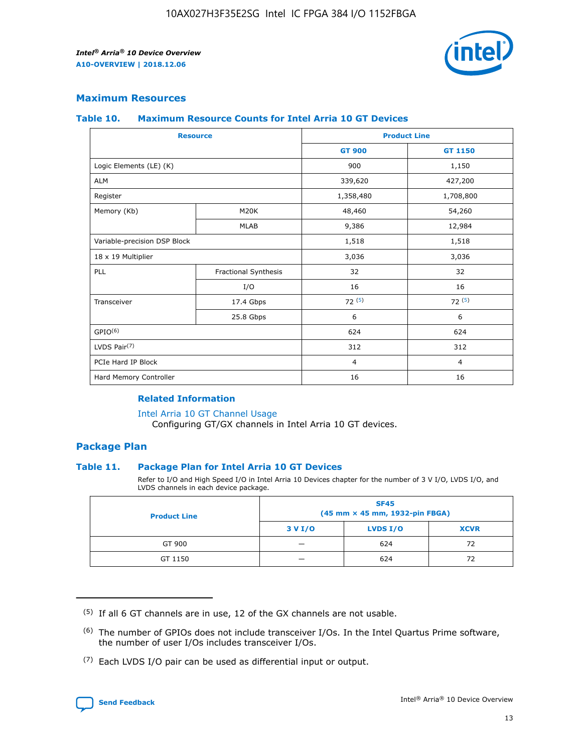## Maximum Resources

### Table 10. Maximum Resource Counts for Intel Arria 10 GT Devices

| Resource | | Product Line | |
|---|---|---|---|
| | | GT 900 | GT 1150 |
| Logic Elements (LE) (K) | | 900 | 1,150 |
| ALM | | 339,620 | 427,200 |
| Register | | 1,358,480 | 1,708,800 |
| Memory (Kb) | M20K | 48,460 | 54,260 |
| | MLAB | 9,386 | 12,984 |
| Variable-precision DSP Block | | 1,518 | 1,518 |
| 18 x 19 Multiplier | | 3,036 | 3,036 |
| PLL | Fractional Synthesis | 32 | 32 |
| | I/O | 16 | 16 |
| Transceiver | 17.4 Gbps | 72 (5) | 72 (5) |
| | 25.8 Gbps | 6 | 6 |
| GPIO(6) | | 624 | 624 |
| LVDS Pair(7) | | 312 | 312 |
| PCIe Hard IP Block | | 4 | 4 |
| Hard Memory Controller | | 16 | 16 |

#### Related Information

Intel Arria 10 GT Channel Usage
Configuring GT/GX channels in Intel Arria 10 GT devices.

## Package Plan

### Table 11. Package Plan for Intel Arria 10 GT Devices

Refer to I/O and High Speed I/O in Intel Arria 10 Devices chapter for the number of 3 V I/O, LVDS I/O, and LVDS channels in each device package.

| Product Line | SF45 (45 mm × 45 mm, 1932-pin FBGA) | | |
|---|---|---|---|
| | 3 V I/O | LVDS I/O | XCVR |
| GT 900 | — | 624 | 72 |
| GT 1150 | — | 624 | 72 |

(5) If all 6 GT channels are in use, 12 of the GX channels are not usable.

(6) The number of GPIOs does not include transceiver I/Os. In the Intel Quartus Prime software, the number of user I/Os includes transceiver I/Os.

(7) Each LVDS I/O pair can be used as differential input or output.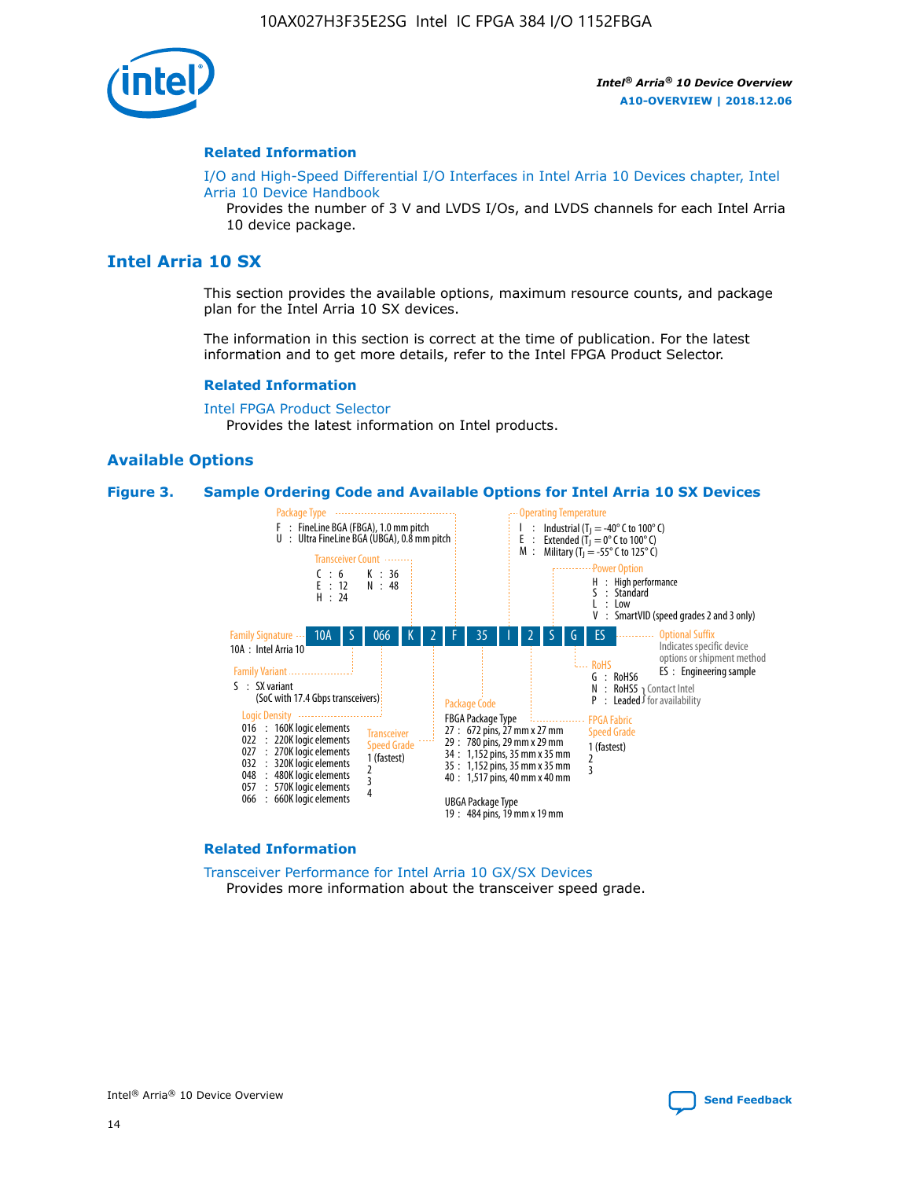#### Related Information

I/O and High-Speed Differential I/O Interfaces in Intel Arria 10 Devices chapter, Intel Arria 10 Device Handbook

Provides the number of 3 V and LVDS I/Os, and LVDS channels for each Intel Arria 10 device package.

## Intel Arria 10 SX

This section provides the available options, maximum resource counts, and package plan for the Intel Arria 10 SX devices.

The information in this section is correct at the time of publication. For the latest information and to get more details, refer to the Intel FPGA Product Selector.

#### Related Information

Intel FPGA Product Selector

Provides the latest information on Intel products.

### Available Options

**Figure 3. Sample Ordering Code and Available Options for Intel Arria 10 SX Devices**

Sample ordering code: 10A S 066 K 2 F 35 I 2 S G ES

- **Family Signature**
  - 10A : Intel Arria 10
- **Family Variant**
  - S : SX variant (SoC with 17.4 Gbps transceivers)
- **Logic Density**
  - 016 : 160K logic elements
  - 022 : 220K logic elements
  - 027 : 270K logic elements
  - 032 : 320K logic elements
  - 048 : 480K logic elements
  - 057 : 570K logic elements
  - 066 : 660K logic elements
- **Transceiver Count**
  - C : 6
  - E : 12
  - H : 24
  - K : 36
  - N : 48
- **Transceiver Speed Grade**
  - 1 (fastest)
  - 2
  - 3
  - 4
- **Package Type**
  - F : FineLine BGA (FBGA), 1.0 mm pitch
  - U : Ultra FineLine BGA (UBGA), 0.8 mm pitch
- **Package Code**
  - FBGA Package Type
    - 27 : 672 pins, 27 mm x 27 mm
    - 29 : 780 pins, 29 mm x 29 mm
    - 34 : 1,152 pins, 35 mm x 35 mm
    - 35 : 1,152 pins, 35 mm x 35 mm
    - 40 : 1,517 pins, 40 mm x 40 mm
  - UBGA Package Type
    - 19 : 484 pins, 19 mm x 19 mm
- **Operating Temperature**
  - I : Industrial ($T_J$ = -40° C to 100° C)
  - E : Extended ($T_J$ = 0° C to 100° C)
  - M : Military ($T_J$ = -55° C to 125° C)
- **FPGA Fabric Speed Grade**
  - 1 (fastest)
  - 2
  - 3
- **Power Option**
  - H : High performance
  - S : Standard
  - L : Low
  - V : SmartVID (speed grades 2 and 3 only)
- **RoHS**
  - G : RoHS6
  - N : RoHS5 (Contact Intel for availability)
  - P : Leaded (Contact Intel for availability)
- **Optional Suffix**
  - Indicates specific device options or shipment method
  - ES : Engineering sample

#### Related Information

Transceiver Performance for Intel Arria 10 GX/SX Devices

Provides more information about the transceiver speed grade.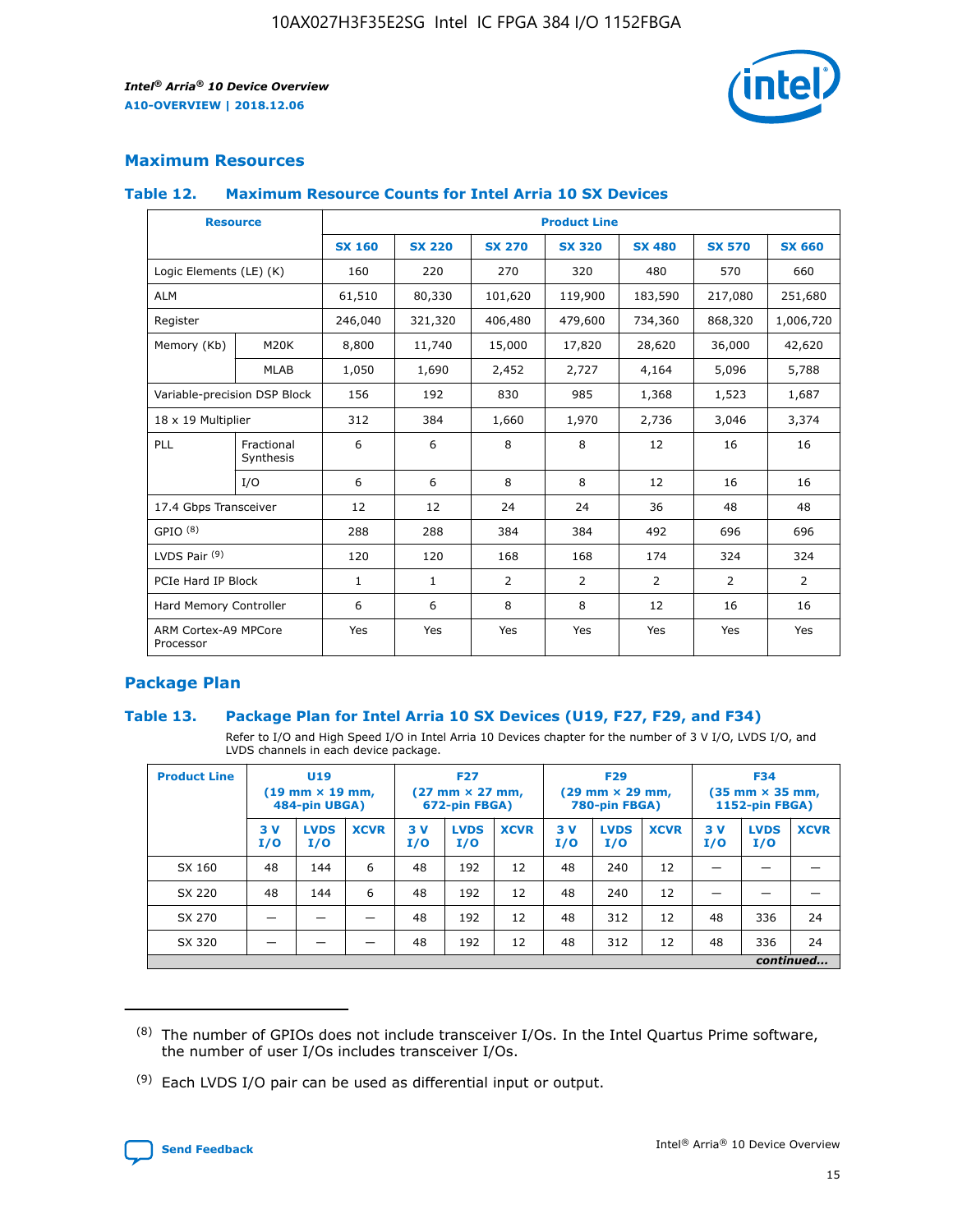## Maximum Resources

### Table 12. Maximum Resource Counts for Intel Arria 10 SX Devices

| Resource | | Product Line | | | | | | |
|---|---|---|---|---|---|---|---|---|
| | | SX 160 | SX 220 | SX 270 | SX 320 | SX 480 | SX 570 | SX 660 |
| Logic Elements (LE) (K) | | 160 | 220 | 270 | 320 | 480 | 570 | 660 |
| ALM | | 61,510 | 80,330 | 101,620 | 119,900 | 183,590 | 217,080 | 251,680 |
| Register | | 246,040 | 321,320 | 406,480 | 479,600 | 734,360 | 868,320 | 1,006,720 |
| Memory (Kb) | M20K | 8,800 | 11,740 | 15,000 | 17,820 | 28,620 | 36,000 | 42,620 |
| | MLAB | 1,050 | 1,690 | 2,452 | 2,727 | 4,164 | 5,096 | 5,788 |
| Variable-precision DSP Block | | 156 | 192 | 830 | 985 | 1,368 | 1,523 | 1,687 |
| 18 x 19 Multiplier | | 312 | 384 | 1,660 | 1,970 | 2,736 | 3,046 | 3,374 |
| PLL | Fractional Synthesis | 6 | 6 | 8 | 8 | 12 | 16 | 16 |
| | I/O | 6 | 6 | 8 | 8 | 12 | 16 | 16 |
| 17.4 Gbps Transceiver | | 12 | 12 | 24 | 24 | 36 | 48 | 48 |
| GPIO [8] | | 288 | 288 | 384 | 384 | 492 | 696 | 696 |
| LVDS Pair [9] | | 120 | 120 | 168 | 168 | 174 | 324 | 324 |
| PCIe Hard IP Block | | 1 | 1 | 2 | 2 | 2 | 2 | 2 |
| Hard Memory Controller | | 6 | 6 | 8 | 8 | 12 | 16 | 16 |
| ARM Cortex-A9 MPCore Processor | | Yes | Yes | Yes | Yes | Yes | Yes | Yes |

## Package Plan

### Table 13. Package Plan for Intel Arria 10 SX Devices (U19, F27, F29, and F34)

Refer to I/O and High Speed I/O in Intel Arria 10 Devices chapter for the number of 3 V I/O, LVDS I/O, and LVDS channels in each device package.

| Product Line | U19 (19 mm × 19 mm, 484-pin UBGA) | | | F27 (27 mm × 27 mm, 672-pin FBGA) | | | F29 (29 mm × 29 mm, 780-pin FBGA) | | | F34 (35 mm × 35 mm, 1152-pin FBGA) | | |
|---|---|---|---|---|---|---|---|---|---|---|---|---|
| | 3 V I/O | LVDS I/O | XCVR | 3 V I/O | LVDS I/O | XCVR | 3 V I/O | LVDS I/O | XCVR | 3 V I/O | LVDS I/O | XCVR |
| SX 160 | 48 | 144 | 6 | 48 | 192 | 12 | 48 | 240 | 12 | — | — | — |
| SX 220 | 48 | 144 | 6 | 48 | 192 | 12 | 48 | 240 | 12 | — | — | — |
| SX 270 | — | — | — | 48 | 192 | 12 | 48 | 312 | 12 | 48 | 336 | 24 |
| SX 320 | — | — | — | 48 | 192 | 12 | 48 | 312 | 12 | 48 | 336 | 24 |

*continued...*

(8) The number of GPIOs does not include transceiver I/Os. In the Intel Quartus Prime software, the number of user I/Os includes transceiver I/Os.

(9) Each LVDS I/O pair can be used as differential input or output.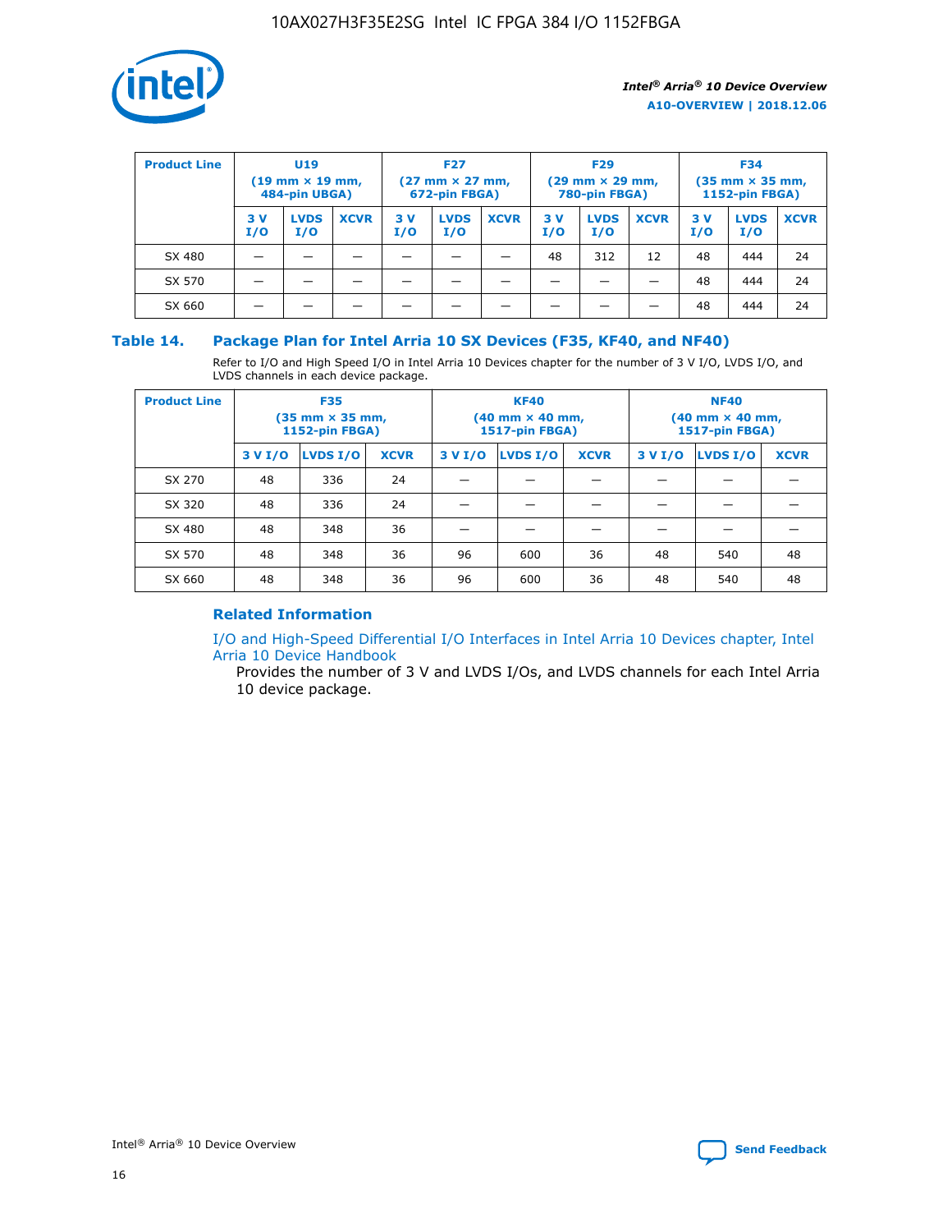| Product Line | U19 (19 mm × 19 mm, 484-pin UBGA) | | | F27 (27 mm × 27 mm, 672-pin FBGA) | | | F29 (29 mm × 29 mm, 780-pin FBGA) | | | F34 (35 mm × 35 mm, 1152-pin FBGA) | | |
|---|---|---|---|---|---|---|---|---|---|---|---|---|
| | 3 V I/O | LVDS I/O | XCVR | 3 V I/O | LVDS I/O | XCVR | 3 V I/O | LVDS I/O | XCVR | 3 V I/O | LVDS I/O | XCVR |
| SX 480 | — | — | — | — | — | — | 48 | 312 | 12 | 48 | 444 | 24 |
| SX 570 | — | — | — | — | — | — | — | — | — | 48 | 444 | 24 |
| SX 660 | — | — | — | — | — | — | — | — | — | 48 | 444 | 24 |

### Table 14. Package Plan for Intel Arria 10 SX Devices (F35, KF40, and NF40)

Refer to I/O and High Speed I/O in Intel Arria 10 Devices chapter for the number of 3 V I/O, LVDS I/O, and LVDS channels in each device package.

| Product Line | F35 (35 mm × 35 mm, 1152-pin FBGA) | | | KF40 (40 mm × 40 mm, 1517-pin FBGA) | | | NF40 (40 mm × 40 mm, 1517-pin FBGA) | | |
|---|---|---|---|---|---|---|---|---|---|
| | 3 V I/O | LVDS I/O | XCVR | 3 V I/O | LVDS I/O | XCVR | 3 V I/O | LVDS I/O | XCVR |
| SX 270 | 48 | 336 | 24 | — | — | — | — | — | — |
| SX 320 | 48 | 336 | 24 | — | — | — | — | — | — |
| SX 480 | 48 | 348 | 36 | — | — | — | — | — | — |
| SX 570 | 48 | 348 | 36 | 96 | 600 | 36 | 48 | 540 | 48 |
| SX 660 | 48 | 348 | 36 | 96 | 600 | 36 | 48 | 540 | 48 |

### Related Information

I/O and High-Speed Differential I/O Interfaces in Intel Arria 10 Devices chapter, Intel Arria 10 Device Handbook

Provides the number of 3 V and LVDS I/Os, and LVDS channels for each Intel Arria 10 device package.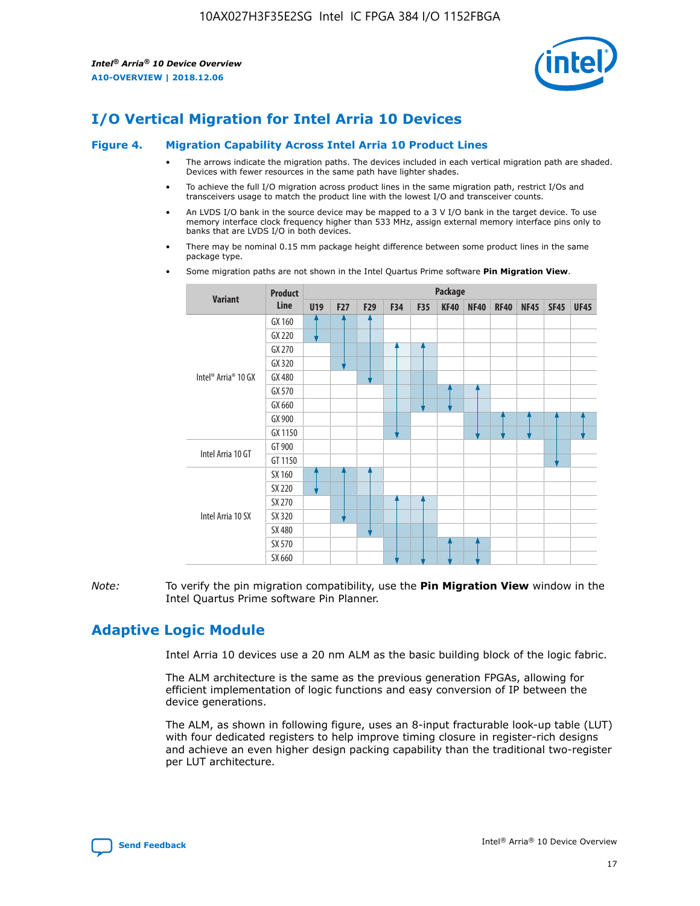# I/O Vertical Migration for Intel Arria 10 Devices

**Figure 4. Migration Capability Across Intel Arria 10 Product Lines**

- The arrows indicate the migration paths. The devices included in each vertical migration path are shaded. Devices with fewer resources in the same path have lighter shades.
- To achieve the full I/O migration across product lines in the same migration path, restrict I/Os and transceivers usage to match the product line with the lowest I/O and transceiver counts.
- An LVDS I/O bank in the source device may be mapped to a 3 V I/O bank in the target device. To use memory interface clock frequency higher than 533 MHz, assign external memory interface pins only to banks that are LVDS I/O in both devices.
- There may be nominal 0.15 mm package height difference between some product lines in the same package type.
- Some migration paths are not shown in the Intel Quartus Prime software **Pin Migration View**.

| Variant | Product Line | Package | | | | | | | | | | |
|---|---|---|---|---|---|---|---|---|---|---|---|---|
| | | U19 | F27 | F29 | F34 | F35 | KF40 | NF40 | RF40 | NF45 | SF45 | UF45 |
| Intel® Arria® 10 GX | GX 160 | | | | | | | | | | | |
| | GX 220 | | | | | | | | | | | |
| | GX 270 | | | | | | | | | | | |
| | GX 320 | | | | | | | | | | | |
| | GX 480 | | | | | | | | | | | |
| | GX 570 | | | | | | | | | | | |
| | GX 660 | | | | | | | | | | | |
| | GX 900 | | | | | | | | | | | |
| | GX 1150 | | | | | | | | | | | |
| Intel Arria 10 GT | GT 900 | | | | | | | | | | | |
| | GT 1150 | | | | | | | | | | | |
| Intel Arria 10 SX | SX 160 | | | | | | | | | | | |
| | SX 220 | | | | | | | | | | | |
| | SX 270 | | | | | | | | | | | |
| | SX 320 | | | | | | | | | | | |
| | SX 480 | | | | | | | | | | | |
| | SX 570 | | | | | | | | | | | |
| | SX 660 | | | | | | | | | | | |

*Note:* To verify the pin migration compatibility, use the **Pin Migration View** window in the Intel Quartus Prime software Pin Planner.

# Adaptive Logic Module

Intel Arria 10 devices use a 20 nm ALM as the basic building block of the logic fabric.

The ALM architecture is the same as the previous generation FPGAs, allowing for efficient implementation of logic functions and easy conversion of IP between the device generations.

The ALM, as shown in following figure, uses an 8-input fracturable look-up table (LUT) with four dedicated registers to help improve timing closure in register-rich designs and achieve an even higher design packing capability than the traditional two-register per LUT architecture.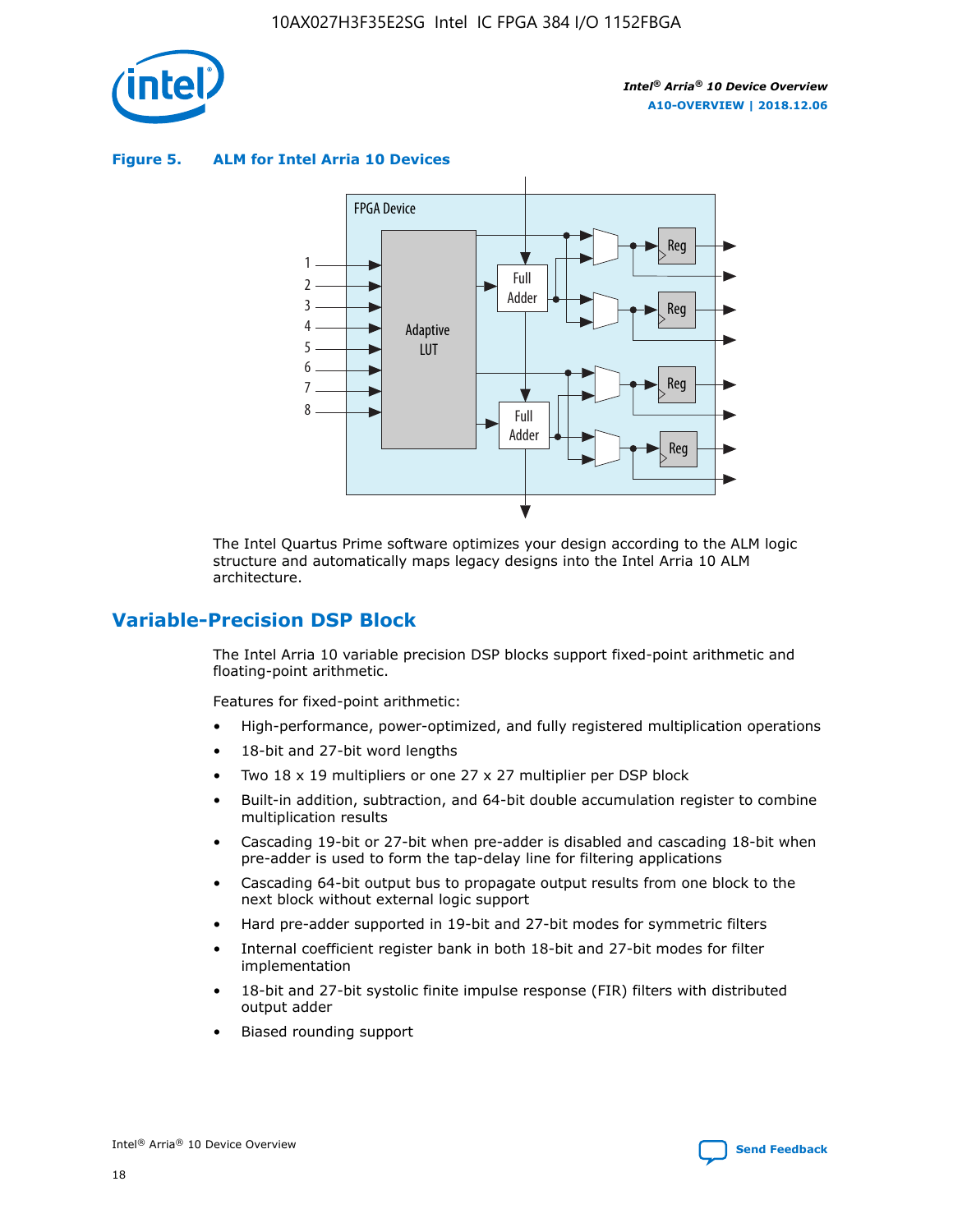**Figure 5. ALM for Intel Arria 10 Devices**

The Intel Quartus Prime software optimizes your design according to the ALM logic structure and automatically maps legacy designs into the Intel Arria 10 ALM architecture.

## Variable-Precision DSP Block

The Intel Arria 10 variable precision DSP blocks support fixed-point arithmetic and floating-point arithmetic.

Features for fixed-point arithmetic:

- High-performance, power-optimized, and fully registered multiplication operations
- 18-bit and 27-bit word lengths
- Two 18 x 19 multipliers or one 27 x 27 multiplier per DSP block
- Built-in addition, subtraction, and 64-bit double accumulation register to combine multiplication results
- Cascading 19-bit or 27-bit when pre-adder is disabled and cascading 18-bit when pre-adder is used to form the tap-delay line for filtering applications
- Cascading 64-bit output bus to propagate output results from one block to the next block without external logic support
- Hard pre-adder supported in 19-bit and 27-bit modes for symmetric filters
- Internal coefficient register bank in both 18-bit and 27-bit modes for filter implementation
- 18-bit and 27-bit systolic finite impulse response (FIR) filters with distributed output adder
- Biased rounding support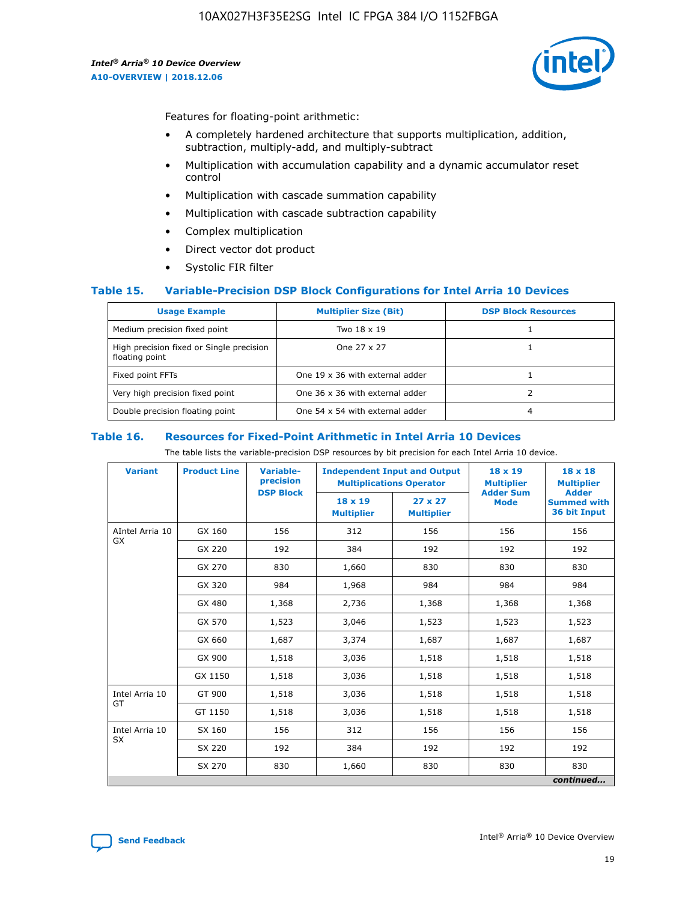Features for floating-point arithmetic:

- A completely hardened architecture that supports multiplication, addition, subtraction, multiply-add, and multiply-subtract
- Multiplication with accumulation capability and a dynamic accumulator reset control
- Multiplication with cascade summation capability
- Multiplication with cascade subtraction capability
- Complex multiplication
- Direct vector dot product
- Systolic FIR filter

### Table 15. Variable-Precision DSP Block Configurations for Intel Arria 10 Devices

| Usage Example | Multiplier Size (Bit) | DSP Block Resources |
|---|---|---|
| Medium precision fixed point | Two 18 x 19 | 1 |
| High precision fixed or Single precision floating point | One 27 x 27 | 1 |
| Fixed point FFTs | One 19 x 36 with external adder | 1 |
| Very high precision fixed point | One 36 x 36 with external adder | 2 |
| Double precision floating point | One 54 x 54 with external adder | 4 |

### Table 16. Resources for Fixed-Point Arithmetic in Intel Arria 10 Devices

The table lists the variable-precision DSP resources by bit precision for each Intel Arria 10 device.

| Variant | Product Line | Variable-precision DSP Block | Independent Input and Output Multiplications Operator | | 18 x 19 Multiplier Adder Sum Mode | 18 x 18 Multiplier Adder Summed with 36 bit Input |
|---|---|---|---|---|---|---|
| | | | 18 x 19 Multiplier | 27 x 27 Multiplier | | |
| AIntel Arria 10 GX | GX 160 | 156 | 312 | 156 | 156 | 156 |
| | GX 220 | 192 | 384 | 192 | 192 | 192 |
| | GX 270 | 830 | 1,660 | 830 | 830 | 830 |
| | GX 320 | 984 | 1,968 | 984 | 984 | 984 |
| | GX 480 | 1,368 | 2,736 | 1,368 | 1,368 | 1,368 |
| | GX 570 | 1,523 | 3,046 | 1,523 | 1,523 | 1,523 |
| | GX 660 | 1,687 | 3,374 | 1,687 | 1,687 | 1,687 |
| | GX 900 | 1,518 | 3,036 | 1,518 | 1,518 | 1,518 |
| | GX 1150 | 1,518 | 3,036 | 1,518 | 1,518 | 1,518 |
| Intel Arria 10 GT | GT 900 | 1,518 | 3,036 | 1,518 | 1,518 | 1,518 |
| | GT 1150 | 1,518 | 3,036 | 1,518 | 1,518 | 1,518 |
| Intel Arria 10 SX | SX 160 | 156 | 312 | 156 | 156 | 156 |
| | SX 220 | 192 | 384 | 192 | 192 | 192 |
| | SX 270 | 830 | 1,660 | 830 | 830 | 830 |

*continued...*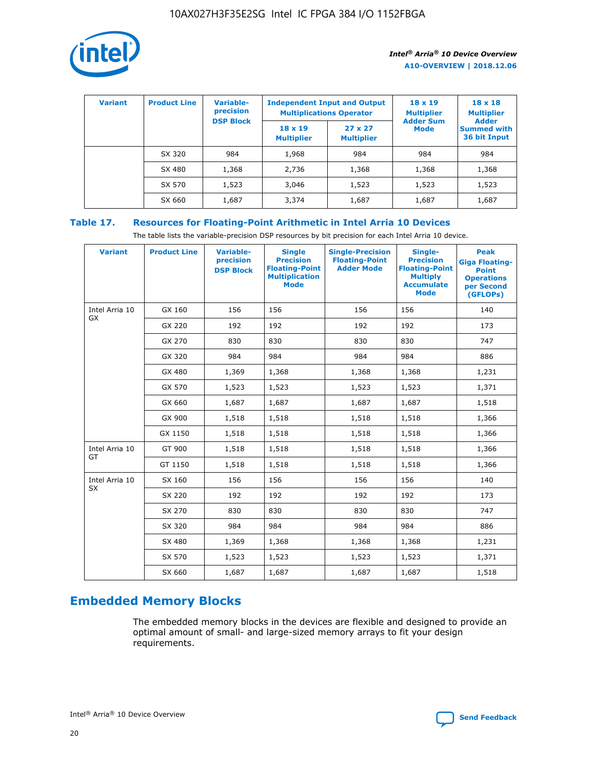| Variant | Product Line | Variable-precision DSP Block | Independent Input and Output Multiplications Operator | | 18 x 19 Multiplier Adder Sum Mode | 18 x 18 Multiplier Adder Summed with 36 bit Input |
|---|---|---|---|---|---|---|
| | | | 18 x 19 Multiplier | 27 x 27 Multiplier | | |
| | SX 320 | 984 | 1,968 | 984 | 984 | 984 |
| | SX 480 | 1,368 | 2,736 | 1,368 | 1,368 | 1,368 |
| | SX 570 | 1,523 | 3,046 | 1,523 | 1,523 | 1,523 |
| | SX 660 | 1,687 | 3,374 | 1,687 | 1,687 | 1,687 |

## Table 17. Resources for Floating-Point Arithmetic in Intel Arria 10 Devices

The table lists the variable-precision DSP resources by bit precision for each Intel Arria 10 device.

| Variant | Product Line | Variable-precision DSP Block | Single Precision Floating-Point Multiplication Mode | Single-Precision Floating-Point Adder Mode | Single-Precision Floating-Point Multiply Accumulate Mode | Peak Giga Floating-Point Operations per Second (GFLOPs) |
|---|---|---|---|---|---|---|
| Intel Arria 10 GX | GX 160 | 156 | 156 | 156 | 156 | 140 |
| | GX 220 | 192 | 192 | 192 | 192 | 173 |
| | GX 270 | 830 | 830 | 830 | 830 | 747 |
| | GX 320 | 984 | 984 | 984 | 984 | 886 |
| | GX 480 | 1,369 | 1,368 | 1,368 | 1,368 | 1,231 |
| | GX 570 | 1,523 | 1,523 | 1,523 | 1,523 | 1,371 |
| | GX 660 | 1,687 | 1,687 | 1,687 | 1,687 | 1,518 |
| | GX 900 | 1,518 | 1,518 | 1,518 | 1,518 | 1,366 |
| | GX 1150 | 1,518 | 1,518 | 1,518 | 1,518 | 1,366 |
| Intel Arria 10 GT | GT 900 | 1,518 | 1,518 | 1,518 | 1,518 | 1,366 |
| | GT 1150 | 1,518 | 1,518 | 1,518 | 1,518 | 1,366 |
| Intel Arria 10 SX | SX 160 | 156 | 156 | 156 | 156 | 140 |
| | SX 220 | 192 | 192 | 192 | 192 | 173 |
| | SX 270 | 830 | 830 | 830 | 830 | 747 |
| | SX 320 | 984 | 984 | 984 | 984 | 886 |
| | SX 480 | 1,369 | 1,368 | 1,368 | 1,368 | 1,231 |
| | SX 570 | 1,523 | 1,523 | 1,523 | 1,523 | 1,371 |
| | SX 660 | 1,687 | 1,687 | 1,687 | 1,687 | 1,518 |

## Embedded Memory Blocks

The embedded memory blocks in the devices are flexible and designed to provide an optimal amount of small- and large-sized memory arrays to fit your design requirements.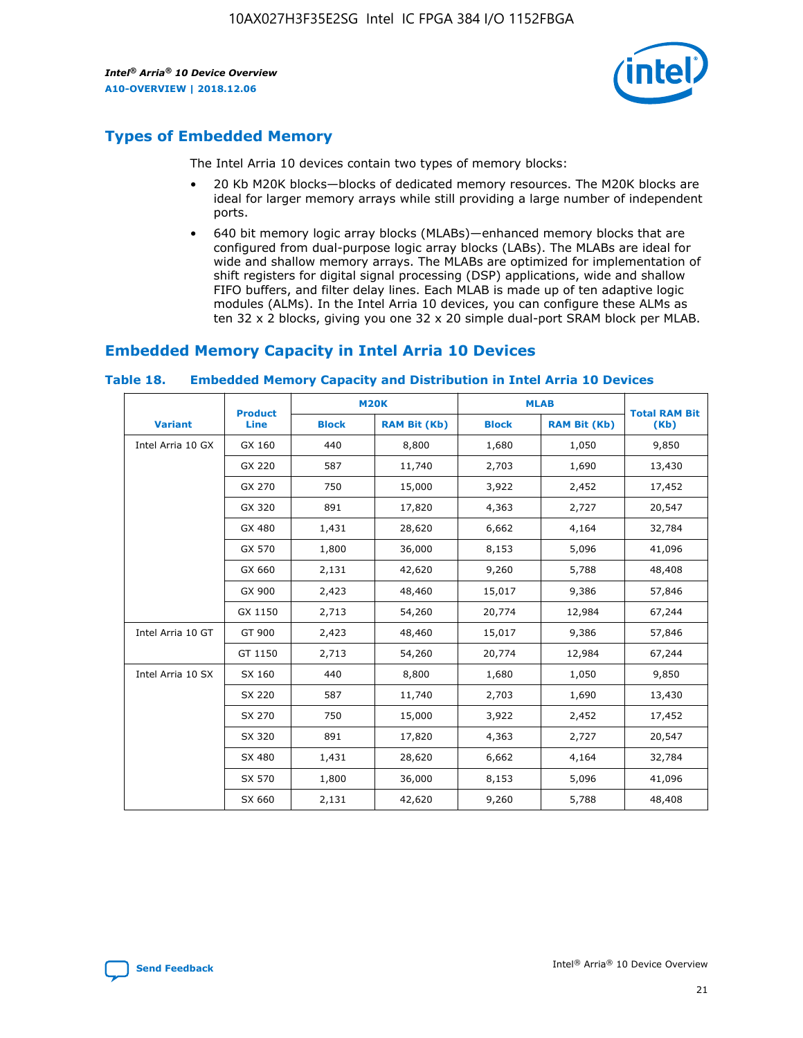## Types of Embedded Memory

The Intel Arria 10 devices contain two types of memory blocks:

- 20 Kb M20K blocks—blocks of dedicated memory resources. The M20K blocks are ideal for larger memory arrays while still providing a large number of independent ports.
- 640 bit memory logic array blocks (MLABs)—enhanced memory blocks that are configured from dual-purpose logic array blocks (LABs). The MLABs are ideal for wide and shallow memory arrays. The MLABs are optimized for implementation of shift registers for digital signal processing (DSP) applications, wide and shallow FIFO buffers, and filter delay lines. Each MLAB is made up of ten adaptive logic modules (ALMs). In the Intel Arria 10 devices, you can configure these ALMs as ten 32 x 2 blocks, giving you one 32 x 20 simple dual-port SRAM block per MLAB.

## Embedded Memory Capacity in Intel Arria 10 Devices

### Table 18. Embedded Memory Capacity and Distribution in Intel Arria 10 Devices

| Variant | Product Line | M20K | | MLAB | | Total RAM Bit (Kb) |
|---|---|---|---|---|---|---|
| | | Block | RAM Bit (Kb) | Block | RAM Bit (Kb) | |
| Intel Arria 10 GX | GX 160 | 440 | 8,800 | 1,680 | 1,050 | 9,850 |
| | GX 220 | 587 | 11,740 | 2,703 | 1,690 | 13,430 |
| | GX 270 | 750 | 15,000 | 3,922 | 2,452 | 17,452 |
| | GX 320 | 891 | 17,820 | 4,363 | 2,727 | 20,547 |
| | GX 480 | 1,431 | 28,620 | 6,662 | 4,164 | 32,784 |
| | GX 570 | 1,800 | 36,000 | 8,153 | 5,096 | 41,096 |
| | GX 660 | 2,131 | 42,620 | 9,260 | 5,788 | 48,408 |
| | GX 900 | 2,423 | 48,460 | 15,017 | 9,386 | 57,846 |
| | GX 1150 | 2,713 | 54,260 | 20,774 | 12,984 | 67,244 |
| Intel Arria 10 GT | GT 900 | 2,423 | 48,460 | 15,017 | 9,386 | 57,846 |
| | GT 1150 | 2,713 | 54,260 | 20,774 | 12,984 | 67,244 |
| Intel Arria 10 SX | SX 160 | 440 | 8,800 | 1,680 | 1,050 | 9,850 |
| | SX 220 | 587 | 11,740 | 2,703 | 1,690 | 13,430 |
| | SX 270 | 750 | 15,000 | 3,922 | 2,452 | 17,452 |
| | SX 320 | 891 | 17,820 | 4,363 | 2,727 | 20,547 |
| | SX 480 | 1,431 | 28,620 | 6,662 | 4,164 | 32,784 |
| | SX 570 | 1,800 | 36,000 | 8,153 | 5,096 | 41,096 |
| | SX 660 | 2,131 | 42,620 | 9,260 | 5,788 | 48,408 |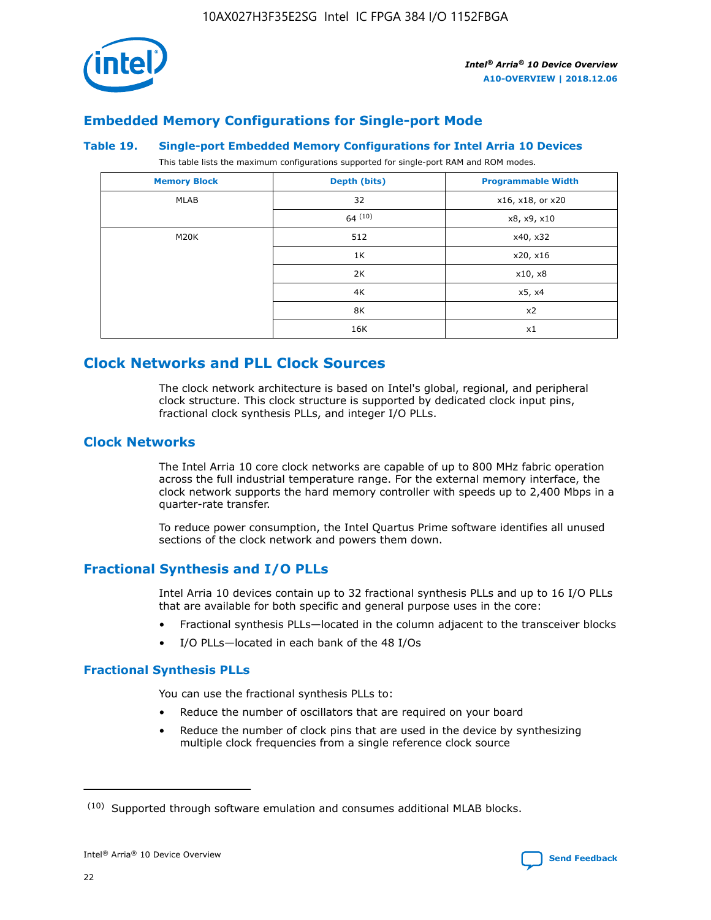## Embedded Memory Configurations for Single-port Mode

### Table 19. Single-port Embedded Memory Configurations for Intel Arria 10 Devices

This table lists the maximum configurations supported for single-port RAM and ROM modes.

| Memory Block | Depth (bits) | Programmable Width |
|---|---|---|
| MLAB | 32 | x16, x18, or x20 |
| | 64 [10] | x8, x9, x10 |
| M20K | 512 | x40, x32 |
| | 1K | x20, x16 |
| | 2K | x10, x8 |
| | 4K | x5, x4 |
| | 8K | x2 |
| | 16K | x1 |

# Clock Networks and PLL Clock Sources

The clock network architecture is based on Intel's global, regional, and peripheral clock structure. This clock structure is supported by dedicated clock input pins, fractional clock synthesis PLLs, and integer I/O PLLs.

## Clock Networks

The Intel Arria 10 core clock networks are capable of up to 800 MHz fabric operation across the full industrial temperature range. For the external memory interface, the clock network supports the hard memory controller with speeds up to 2,400 Mbps in a quarter-rate transfer.

To reduce power consumption, the Intel Quartus Prime software identifies all unused sections of the clock network and powers them down.

## Fractional Synthesis and I/O PLLs

Intel Arria 10 devices contain up to 32 fractional synthesis PLLs and up to 16 I/O PLLs that are available for both specific and general purpose uses in the core:

- Fractional synthesis PLLs—located in the column adjacent to the transceiver blocks
- I/O PLLs—located in each bank of the 48 I/Os

### Fractional Synthesis PLLs

You can use the fractional synthesis PLLs to:

- Reduce the number of oscillators that are required on your board
- Reduce the number of clock pins that are used in the device by synthesizing multiple clock frequencies from a single reference clock source

(10) Supported through software emulation and consumes additional MLAB blocks.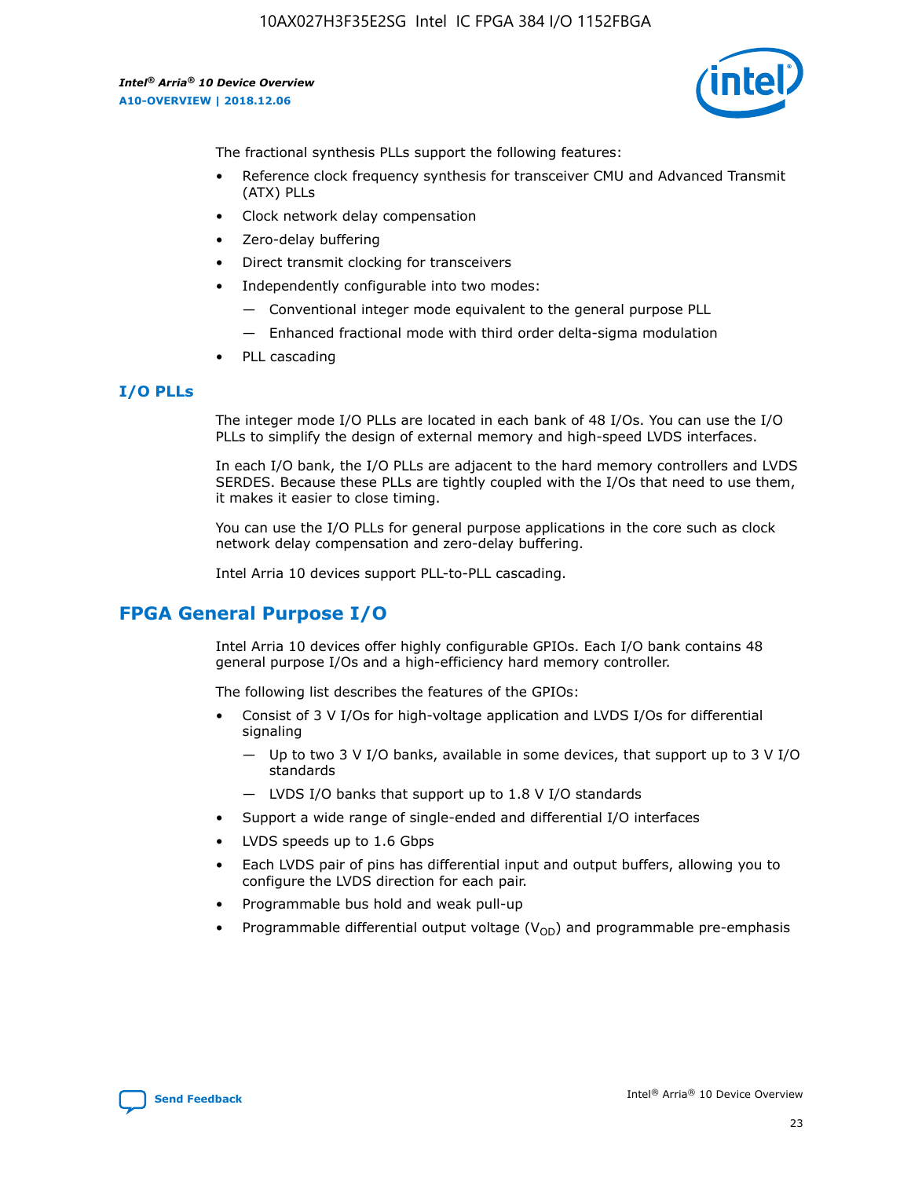The fractional synthesis PLLs support the following features:

- Reference clock frequency synthesis for transceiver CMU and Advanced Transmit (ATX) PLLs
- Clock network delay compensation
- Zero-delay buffering
- Direct transmit clocking for transceivers
- Independently configurable into two modes:
  - Conventional integer mode equivalent to the general purpose PLL
  - Enhanced fractional mode with third order delta-sigma modulation
- PLL cascading

### I/O PLLs

The integer mode I/O PLLs are located in each bank of 48 I/Os. You can use the I/O PLLs to simplify the design of external memory and high-speed LVDS interfaces.

In each I/O bank, the I/O PLLs are adjacent to the hard memory controllers and LVDS SERDES. Because these PLLs are tightly coupled with the I/Os that need to use them, it makes it easier to close timing.

You can use the I/O PLLs for general purpose applications in the core such as clock network delay compensation and zero-delay buffering.

Intel Arria 10 devices support PLL-to-PLL cascading.

## FPGA General Purpose I/O

Intel Arria 10 devices offer highly configurable GPIOs. Each I/O bank contains 48 general purpose I/Os and a high-efficiency hard memory controller.

The following list describes the features of the GPIOs:

- Consist of 3 V I/Os for high-voltage application and LVDS I/Os for differential signaling
  - Up to two 3 V I/O banks, available in some devices, that support up to 3 V I/O standards
  - LVDS I/O banks that support up to 1.8 V I/O standards
- Support a wide range of single-ended and differential I/O interfaces
- LVDS speeds up to 1.6 Gbps
- Each LVDS pair of pins has differential input and output buffers, allowing you to configure the LVDS direction for each pair.
- Programmable bus hold and weak pull-up
- Programmable differential output voltage ($V_{OD}$) and programmable pre-emphasis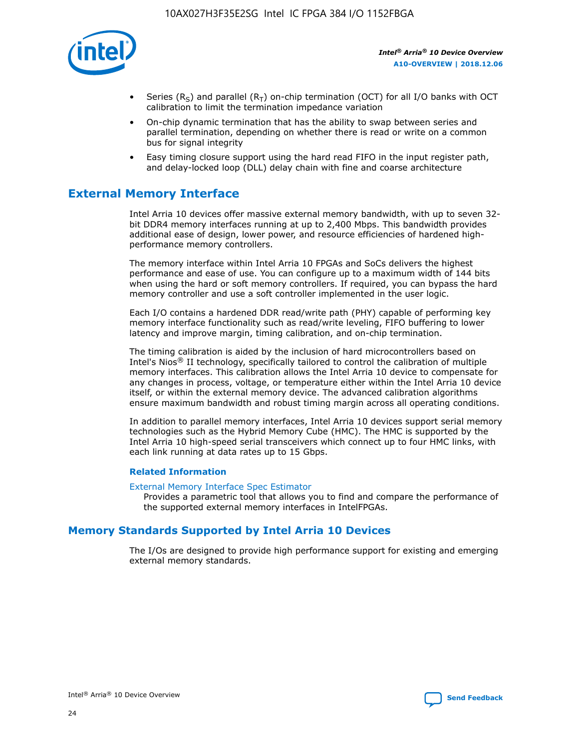- Series ($R_S$) and parallel ($R_T$) on-chip termination (OCT) for all I/O banks with OCT calibration to limit the termination impedance variation
- On-chip dynamic termination that has the ability to swap between series and parallel termination, depending on whether there is read or write on a common bus for signal integrity
- Easy timing closure support using the hard read FIFO in the input register path, and delay-locked loop (DLL) delay chain with fine and coarse architecture

## External Memory Interface

Intel Arria 10 devices offer massive external memory bandwidth, with up to seven 32-bit DDR4 memory interfaces running at up to 2,400 Mbps. This bandwidth provides additional ease of design, lower power, and resource efficiencies of hardened high-performance memory controllers.

The memory interface within Intel Arria 10 FPGAs and SoCs delivers the highest performance and ease of use. You can configure up to a maximum width of 144 bits when using the hard or soft memory controllers. If required, you can bypass the hard memory controller and use a soft controller implemented in the user logic.

Each I/O contains a hardened DDR read/write path (PHY) capable of performing key memory interface functionality such as read/write leveling, FIFO buffering to lower latency and improve margin, timing calibration, and on-chip termination.

The timing calibration is aided by the inclusion of hard microcontrollers based on Intel's Nios® II technology, specifically tailored to control the calibration of multiple memory interfaces. This calibration allows the Intel Arria 10 device to compensate for any changes in process, voltage, or temperature either within the Intel Arria 10 device itself, or within the external memory device. The advanced calibration algorithms ensure maximum bandwidth and robust timing margin across all operating conditions.

In addition to parallel memory interfaces, Intel Arria 10 devices support serial memory technologies such as the Hybrid Memory Cube (HMC). The HMC is supported by the Intel Arria 10 high-speed serial transceivers which connect up to four HMC links, with each link running at data rates up to 15 Gbps.

### Related Information

External Memory Interface Spec Estimator
Provides a parametric tool that allows you to find and compare the performance of the supported external memory interfaces in IntelFPGAs.

## Memory Standards Supported by Intel Arria 10 Devices

The I/Os are designed to provide high performance support for existing and emerging external memory standards.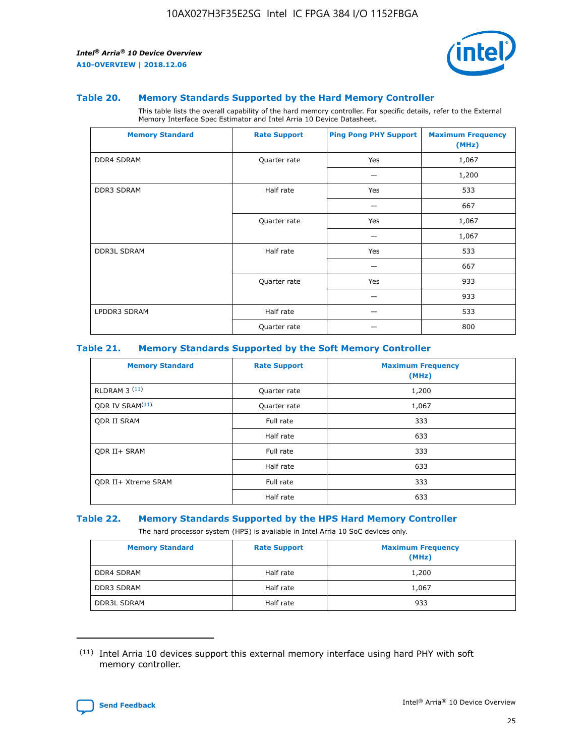### Table 20. Memory Standards Supported by the Hard Memory Controller

This table lists the overall capability of the hard memory controller. For specific details, refer to the External Memory Interface Spec Estimator and Intel Arria 10 Device Datasheet.

| Memory Standard | Rate Support | Ping Pong PHY Support | Maximum Frequency (MHz) |
|---|---|---|---|
| DDR4 SDRAM | Quarter rate | Yes | 1,067 |
| | | — | 1,200 |
| DDR3 SDRAM | Half rate | Yes | 533 |
| | | — | 667 |
| | Quarter rate | Yes | 1,067 |
| | | — | 1,067 |
| DDR3L SDRAM | Half rate | Yes | 533 |
| | | — | 667 |
| | Quarter rate | Yes | 933 |
| | | — | 933 |
| LPDDR3 SDRAM | Half rate | — | 533 |
| | Quarter rate | — | 800 |

### Table 21. Memory Standards Supported by the Soft Memory Controller

| Memory Standard | Rate Support | Maximum Frequency (MHz) |
|---|---|---|
| RLDRAM 3 [11] | Quarter rate | 1,200 |
| QDR IV SRAM[11] | Quarter rate | 1,067 |
| QDR II SRAM | Full rate | 333 |
| | Half rate | 633 |
| QDR II+ SRAM | Full rate | 333 |
| | Half rate | 633 |
| QDR II+ Xtreme SRAM | Full rate | 333 |
| | Half rate | 633 |

### Table 22. Memory Standards Supported by the HPS Hard Memory Controller

The hard processor system (HPS) is available in Intel Arria 10 SoC devices only.

| Memory Standard | Rate Support | Maximum Frequency (MHz) |
|---|---|---|
| DDR4 SDRAM | Half rate | 1,200 |
| DDR3 SDRAM | Half rate | 1,067 |
| DDR3L SDRAM | Half rate | 933 |

[11] Intel Arria 10 devices support this external memory interface using hard PHY with soft memory controller.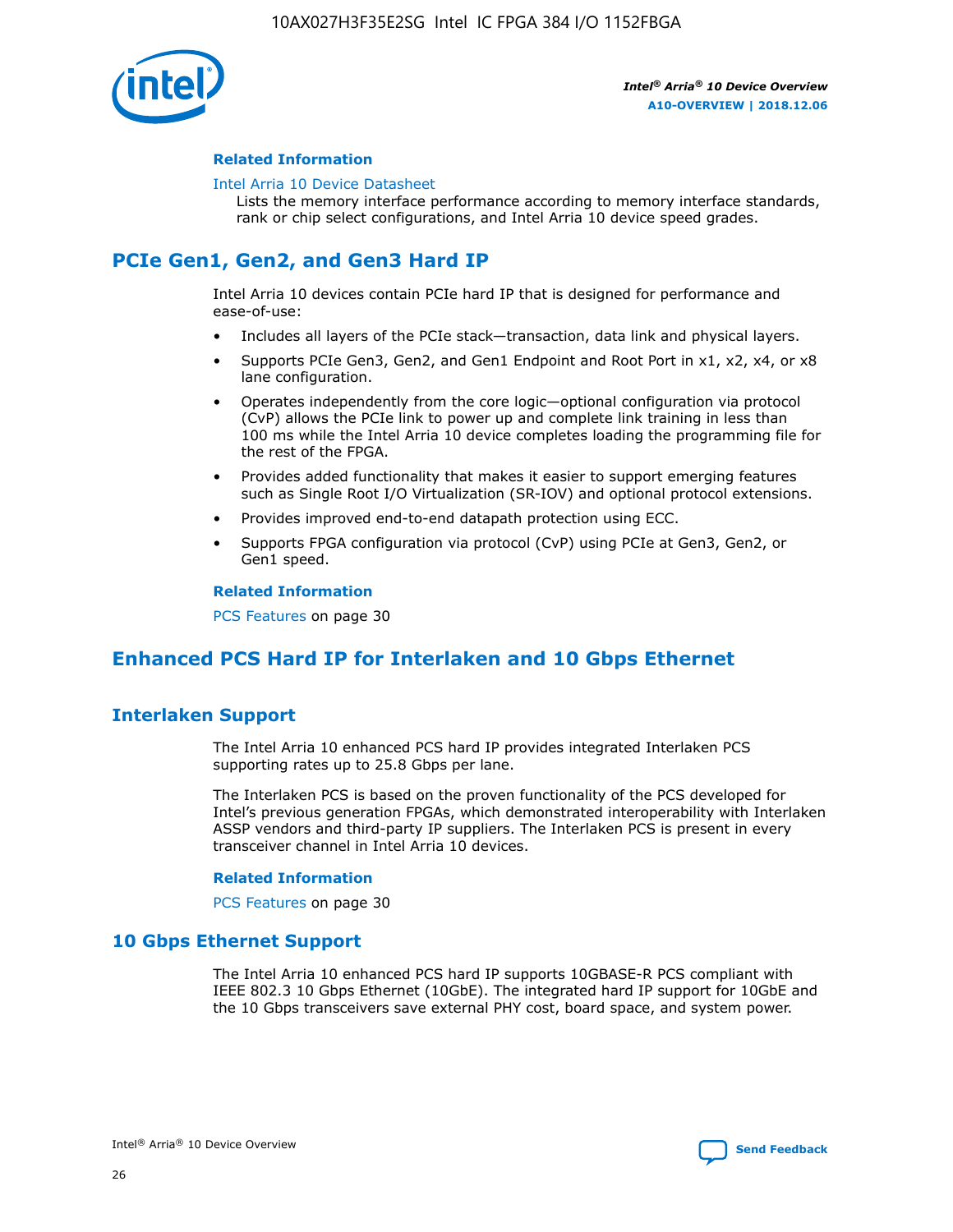#### Related Information

Intel Arria 10 Device Datasheet
Lists the memory interface performance according to memory interface standards, rank or chip select configurations, and Intel Arria 10 device speed grades.

## PCIe Gen1, Gen2, and Gen3 Hard IP

Intel Arria 10 devices contain PCIe hard IP that is designed for performance and ease-of-use:

- Includes all layers of the PCIe stack—transaction, data link and physical layers.
- Supports PCIe Gen3, Gen2, and Gen1 Endpoint and Root Port in x1, x2, x4, or x8 lane configuration.
- Operates independently from the core logic—optional configuration via protocol (CvP) allows the PCIe link to power up and complete link training in less than 100 ms while the Intel Arria 10 device completes loading the programming file for the rest of the FPGA.
- Provides added functionality that makes it easier to support emerging features such as Single Root I/O Virtualization (SR-IOV) and optional protocol extensions.
- Provides improved end-to-end datapath protection using ECC.
- Supports FPGA configuration via protocol (CvP) using PCIe at Gen3, Gen2, or Gen1 speed.

#### Related Information

PCS Features on page 30

## Enhanced PCS Hard IP for Interlaken and 10 Gbps Ethernet

### Interlaken Support

The Intel Arria 10 enhanced PCS hard IP provides integrated Interlaken PCS supporting rates up to 25.8 Gbps per lane.

The Interlaken PCS is based on the proven functionality of the PCS developed for Intel's previous generation FPGAs, which demonstrated interoperability with Interlaken ASSP vendors and third-party IP suppliers. The Interlaken PCS is present in every transceiver channel in Intel Arria 10 devices.

#### Related Information

PCS Features on page 30

### 10 Gbps Ethernet Support

The Intel Arria 10 enhanced PCS hard IP supports 10GBASE-R PCS compliant with IEEE 802.3 10 Gbps Ethernet (10GbE). The integrated hard IP support for 10GbE and the 10 Gbps transceivers save external PHY cost, board space, and system power.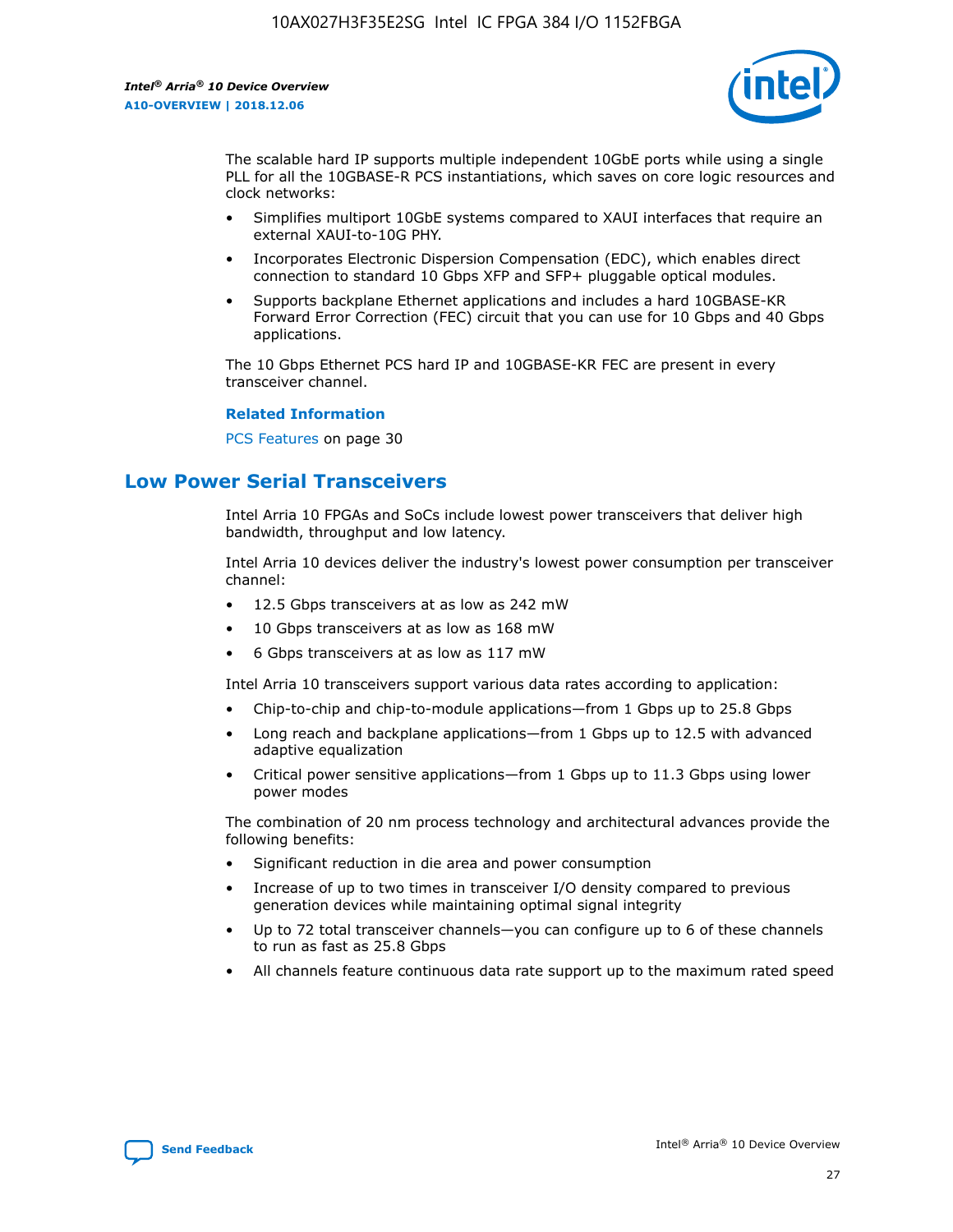The scalable hard IP supports multiple independent 10GbE ports while using a single PLL for all the 10GBASE-R PCS instantiations, which saves on core logic resources and clock networks:

- Simplifies multiport 10GbE systems compared to XAUI interfaces that require an external XAUI-to-10G PHY.
- Incorporates Electronic Dispersion Compensation (EDC), which enables direct connection to standard 10 Gbps XFP and SFP+ pluggable optical modules.
- Supports backplane Ethernet applications and includes a hard 10GBASE-KR Forward Error Correction (FEC) circuit that you can use for 10 Gbps and 40 Gbps applications.

The 10 Gbps Ethernet PCS hard IP and 10GBASE-KR FEC are present in every transceiver channel.

**Related Information**

PCS Features on page 30

## Low Power Serial Transceivers

Intel Arria 10 FPGAs and SoCs include lowest power transceivers that deliver high bandwidth, throughput and low latency.

Intel Arria 10 devices deliver the industry's lowest power consumption per transceiver channel:

- 12.5 Gbps transceivers at as low as 242 mW
- 10 Gbps transceivers at as low as 168 mW
- 6 Gbps transceivers at as low as 117 mW

Intel Arria 10 transceivers support various data rates according to application:

- Chip-to-chip and chip-to-module applications—from 1 Gbps up to 25.8 Gbps
- Long reach and backplane applications—from 1 Gbps up to 12.5 with advanced adaptive equalization
- Critical power sensitive applications—from 1 Gbps up to 11.3 Gbps using lower power modes

The combination of 20 nm process technology and architectural advances provide the following benefits:

- Significant reduction in die area and power consumption
- Increase of up to two times in transceiver I/O density compared to previous generation devices while maintaining optimal signal integrity
- Up to 72 total transceiver channels—you can configure up to 6 of these channels to run as fast as 25.8 Gbps
- All channels feature continuous data rate support up to the maximum rated speed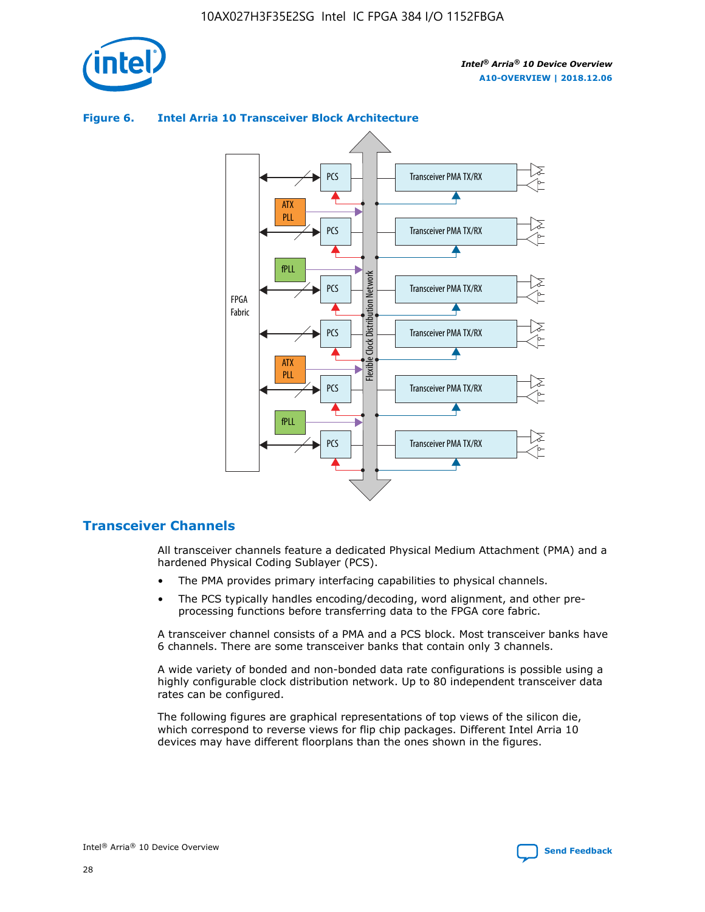**Figure 6. Intel Arria 10 Transceiver Block Architecture**

## Transceiver Channels

All transceiver channels feature a dedicated Physical Medium Attachment (PMA) and a hardened Physical Coding Sublayer (PCS).

- The PMA provides primary interfacing capabilities to physical channels.
- The PCS typically handles encoding/decoding, word alignment, and other pre-processing functions before transferring data to the FPGA core fabric.

A transceiver channel consists of a PMA and a PCS block. Most transceiver banks have 6 channels. There are some transceiver banks that contain only 3 channels.

A wide variety of bonded and non-bonded data rate configurations is possible using a highly configurable clock distribution network. Up to 80 independent transceiver data rates can be configured.

The following figures are graphical representations of top views of the silicon die, which correspond to reverse views for flip chip packages. Different Intel Arria 10 devices may have different floorplans than the ones shown in the figures.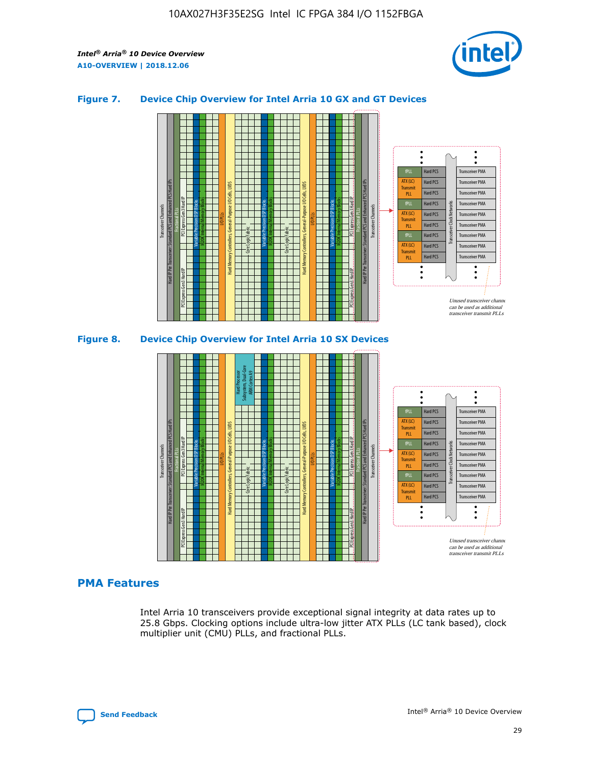### Figure 7. Device Chip Overview for Intel Arria 10 GX and GT Devices

### Figure 8. Device Chip Overview for Intel Arria 10 SX Devices

## PMA Features

Intel Arria 10 transceivers provide exceptional signal integrity at data rates up to 25.8 Gbps. Clocking options include ultra-low jitter ATX PLLs (LC tank based), clock multiplier unit (CMU) PLLs, and fractional PLLs.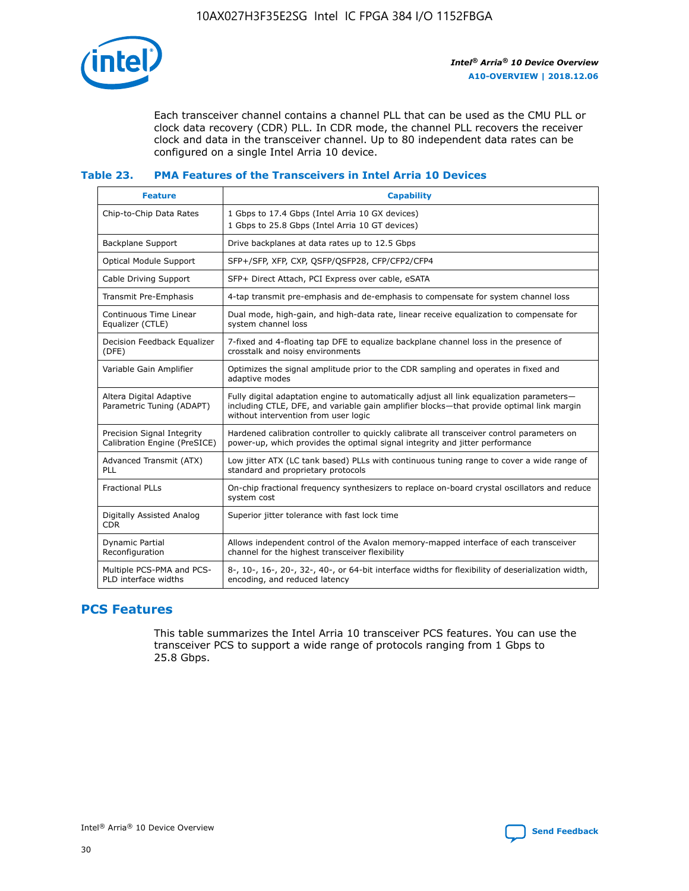Each transceiver channel contains a channel PLL that can be used as the CMU PLL or clock data recovery (CDR) PLL. In CDR mode, the channel PLL recovers the receiver clock and data in the transceiver channel. Up to 80 independent data rates can be configured on a single Intel Arria 10 device.

### Table 23. PMA Features of the Transceivers in Intel Arria 10 Devices

| Feature | Capability |
| --- | --- |
| Chip-to-Chip Data Rates | 1 Gbps to 17.4 Gbps (Intel Arria 10 GX devices)<br>1 Gbps to 25.8 Gbps (Intel Arria 10 GT devices) |
| Backplane Support | Drive backplanes at data rates up to 12.5 Gbps |
| Optical Module Support | SFP+/SFP, XFP, CXP, QSFP/QSFP28, CFP/CFP2/CFP4 |
| Cable Driving Support | SFP+ Direct Attach, PCI Express over cable, eSATA |
| Transmit Pre-Emphasis | 4-tap transmit pre-emphasis and de-emphasis to compensate for system channel loss |
| Continuous Time Linear Equalizer (CTLE) | Dual mode, high-gain, and high-data rate, linear receive equalization to compensate for system channel loss |
| Decision Feedback Equalizer (DFE) | 7-fixed and 4-floating tap DFE to equalize backplane channel loss in the presence of crosstalk and noisy environments |
| Variable Gain Amplifier | Optimizes the signal amplitude prior to the CDR sampling and operates in fixed and adaptive modes |
| Altera Digital Adaptive Parametric Tuning (ADAPT) | Fully digital adaptation engine to automatically adjust all link equalization parameters—including CTLE, DFE, and variable gain amplifier blocks—that provide optimal link margin without intervention from user logic |
| Precision Signal Integrity Calibration Engine (PreSICE) | Hardened calibration controller to quickly calibrate all transceiver control parameters on power-up, which provides the optimal signal integrity and jitter performance |
| Advanced Transmit (ATX) PLL | Low jitter ATX (LC tank based) PLLs with continuous tuning range to cover a wide range of standard and proprietary protocols |
| Fractional PLLs | On-chip fractional frequency synthesizers to replace on-board crystal oscillators and reduce system cost |
| Digitally Assisted Analog CDR | Superior jitter tolerance with fast lock time |
| Dynamic Partial Reconfiguration | Allows independent control of the Avalon memory-mapped interface of each transceiver channel for the highest transceiver flexibility |
| Multiple PCS-PMA and PCS-PLD interface widths | 8-, 10-, 16-, 20-, 32-, 40-, or 64-bit interface widths for flexibility of deserialization width, encoding, and reduced latency |

## PCS Features

This table summarizes the Intel Arria 10 transceiver PCS features. You can use the transceiver PCS to support a wide range of protocols ranging from 1 Gbps to 25.8 Gbps.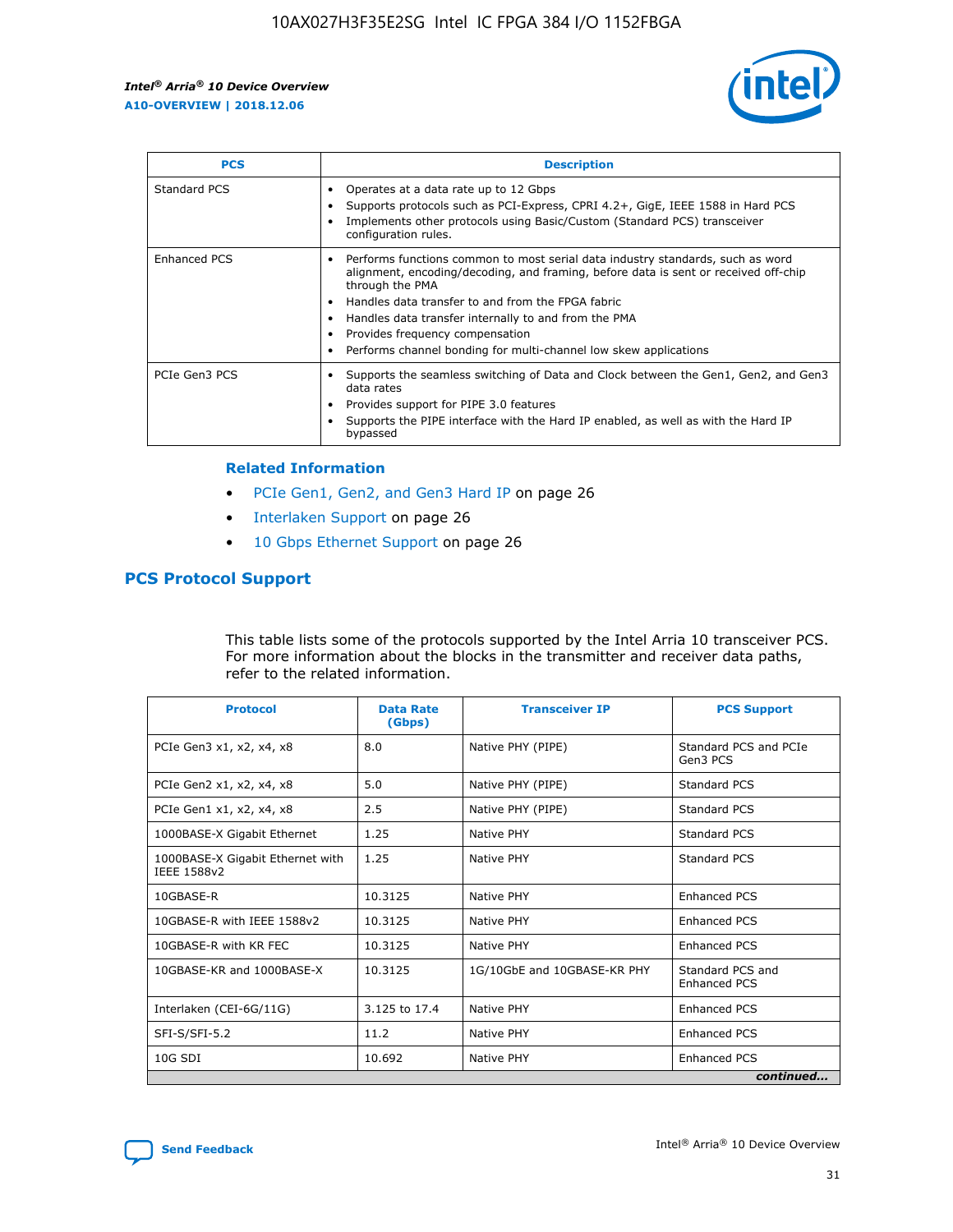| PCS | Description |
| --- | --- |
| Standard PCS | • Operates at a data rate up to 12 Gbps<br>• Supports protocols such as PCI-Express, CPRI 4.2+, GigE, IEEE 1588 in Hard PCS<br>• Implements other protocols using Basic/Custom (Standard PCS) transceiver configuration rules. |
| Enhanced PCS | • Performs functions common to most serial data industry standards, such as word alignment, encoding/decoding, and framing, before data is sent or received off-chip through the PMA<br>• Handles data transfer to and from the FPGA fabric<br>• Handles data transfer internally to and from the PMA<br>• Provides frequency compensation<br>• Performs channel bonding for multi-channel low skew applications |
| PCIe Gen3 PCS | • Supports the seamless switching of Data and Clock between the Gen1, Gen2, and Gen3 data rates<br>• Provides support for PIPE 3.0 features<br>• Supports the PIPE interface with the Hard IP enabled, as well as with the Hard IP bypassed |

**Related Information**

- PCIe Gen1, Gen2, and Gen3 Hard IP on page 26
- Interlaken Support on page 26
- 10 Gbps Ethernet Support on page 26

## PCS Protocol Support

This table lists some of the protocols supported by the Intel Arria 10 transceiver PCS. For more information about the blocks in the transmitter and receiver data paths, refer to the related information.

| Protocol | Data Rate (Gbps) | Transceiver IP | PCS Support |
| --- | --- | --- | --- |
| PCIe Gen3 x1, x2, x4, x8 | 8.0 | Native PHY (PIPE) | Standard PCS and PCIe Gen3 PCS |
| PCIe Gen2 x1, x2, x4, x8 | 5.0 | Native PHY (PIPE) | Standard PCS |
| PCIe Gen1 x1, x2, x4, x8 | 2.5 | Native PHY (PIPE) | Standard PCS |
| 1000BASE-X Gigabit Ethernet | 1.25 | Native PHY | Standard PCS |
| 1000BASE-X Gigabit Ethernet with IEEE 1588v2 | 1.25 | Native PHY | Standard PCS |
| 10GBASE-R | 10.3125 | Native PHY | Enhanced PCS |
| 10GBASE-R with IEEE 1588v2 | 10.3125 | Native PHY | Enhanced PCS |
| 10GBASE-R with KR FEC | 10.3125 | Native PHY | Enhanced PCS |
| 10GBASE-KR and 1000BASE-X | 10.3125 | 1G/10GbE and 10GBASE-KR PHY | Standard PCS and Enhanced PCS |
| Interlaken (CEI-6G/11G) | 3.125 to 17.4 | Native PHY | Enhanced PCS |
| SFI-S/SFI-5.2 | 11.2 | Native PHY | Enhanced PCS |
| 10G SDI | 10.692 | Native PHY | Enhanced PCS |

*continued...*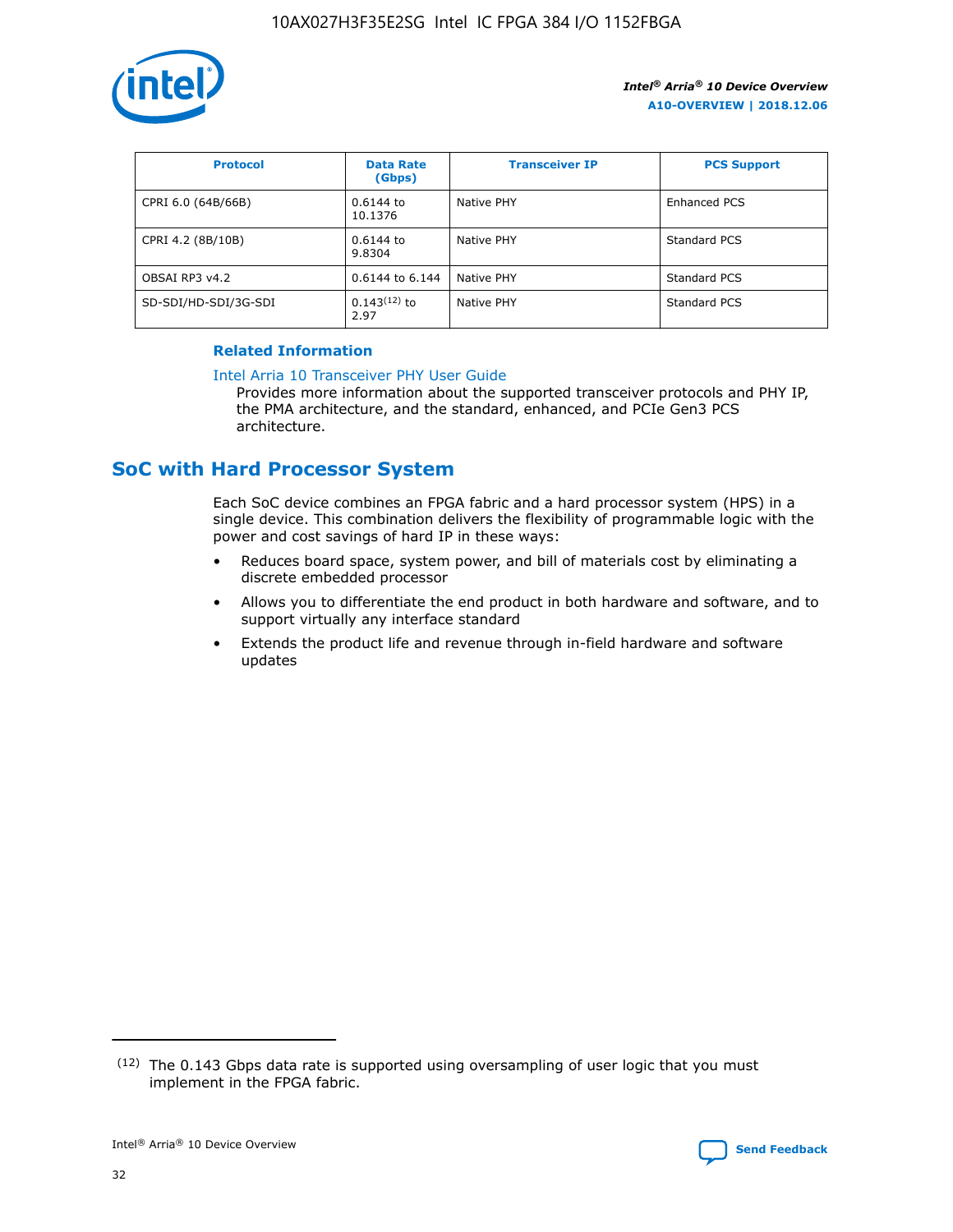| Protocol | Data Rate (Gbps) | Transceiver IP | PCS Support |
|---|---|---|---|
| CPRI 6.0 (64B/66B) | 0.6144 to 10.1376 | Native PHY | Enhanced PCS |
| CPRI 4.2 (8B/10B) | 0.6144 to 9.8304 | Native PHY | Standard PCS |
| OBSAI RP3 v4.2 | 0.6144 to 6.144 | Native PHY | Standard PCS |
| SD-SDI/HD-SDI/3G-SDI | 0.143[12] to 2.97 | Native PHY | Standard PCS |

**Related Information**

Intel Arria 10 Transceiver PHY User Guide

Provides more information about the supported transceiver protocols and PHY IP, the PMA architecture, and the standard, enhanced, and PCIe Gen3 PCS architecture.

## SoC with Hard Processor System

Each SoC device combines an FPGA fabric and a hard processor system (HPS) in a single device. This combination delivers the flexibility of programmable logic with the power and cost savings of hard IP in these ways:

- Reduces board space, system power, and bill of materials cost by eliminating a discrete embedded processor
- Allows you to differentiate the end product in both hardware and software, and to support virtually any interface standard
- Extends the product life and revenue through in-field hardware and software updates

(12) The 0.143 Gbps data rate is supported using oversampling of user logic that you must implement in the FPGA fabric.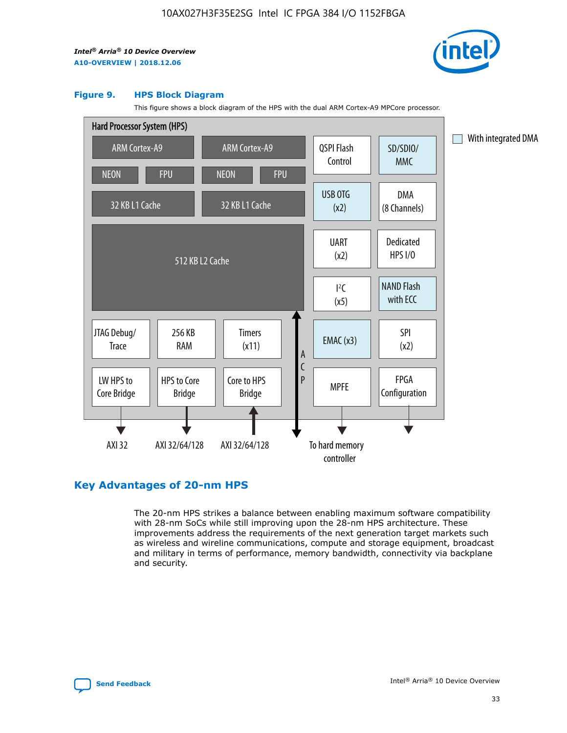**Figure 9. HPS Block Diagram**

This figure shows a block diagram of the HPS with the dual ARM Cortex-A9 MPCore processor.

Hard Processor System (HPS)

ARM Cortex-A9 | ARM Cortex-A9 | QSPI Flash Control | SD/SDIO/MMC

NEON | FPU | NEON | FPU

32 KB L1 Cache | 32 KB L1 Cache | USB OTG (x2) | DMA (8 Channels)

512 KB L2 Cache | UART (x2) | Dedicated HPS I/O | I²C (x5) | NAND Flash with ECC

JTAG Debug/Trace | 256 KB RAM | Timers (x11) | ACP | EMAC (x3) | SPI (x2)

LW HPS to Core Bridge | HPS to Core Bridge | Core to HPS Bridge | MPFE | FPGA Configuration

AXI 32 | AXI 32/64/128 | AXI 32/64/128 | To hard memory controller

With integrated DMA

## Key Advantages of 20-nm HPS

The 20-nm HPS strikes a balance between enabling maximum software compatibility with 28-nm SoCs while still improving upon the 28-nm HPS architecture. These improvements address the requirements of the next generation target markets such as wireless and wireline communications, compute and storage equipment, broadcast and military in terms of performance, memory bandwidth, connectivity via backplane and security.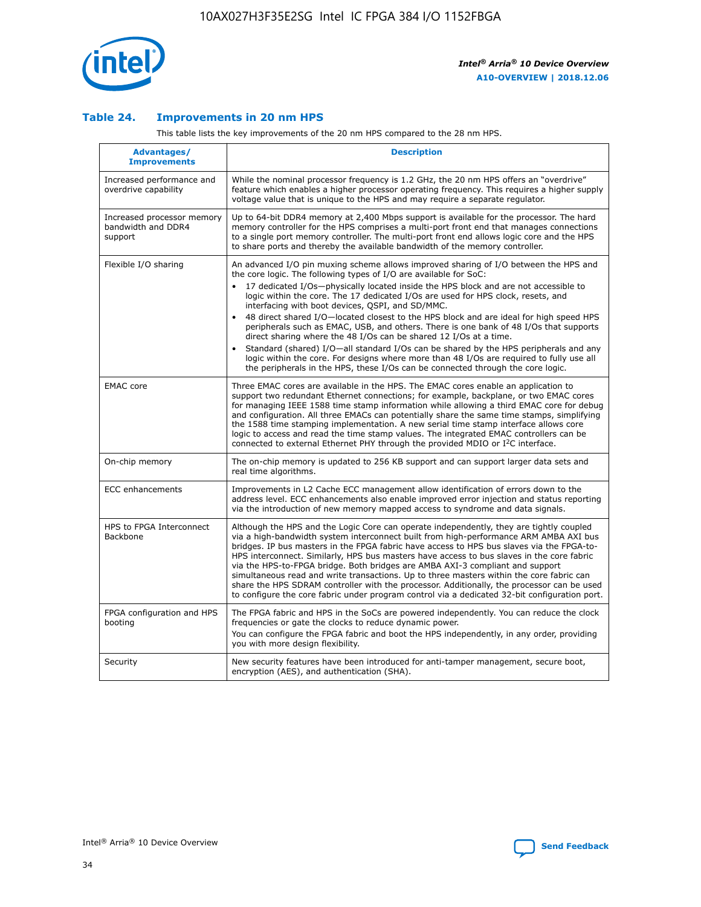### Table 24. Improvements in 20 nm HPS

This table lists the key improvements of the 20 nm HPS compared to the 28 nm HPS.

| Advantages/ Improvements | Description |
|---|---|
| Increased performance and overdrive capability | While the nominal processor frequency is 1.2 GHz, the 20 nm HPS offers an "overdrive" feature which enables a higher processor operating frequency. This requires a higher supply voltage value that is unique to the HPS and may require a separate regulator. |
| Increased processor memory bandwidth and DDR4 support | Up to 64-bit DDR4 memory at 2,400 Mbps support is available for the processor. The hard memory controller for the HPS comprises a multi-port front end that manages connections to a single port memory controller. The multi-port front end allows logic core and the HPS to share ports and thereby the available bandwidth of the memory controller. |
| Flexible I/O sharing | An advanced I/O pin muxing scheme allows improved sharing of I/O between the HPS and the core logic. The following types of I/O are available for SoC:<br>• 17 dedicated I/Os—physically located inside the HPS block and are not accessible to logic within the core. The 17 dedicated I/Os are used for HPS clock, resets, and interfacing with boot devices, QSPI, and SD/MMC.<br>• 48 direct shared I/O—located closest to the HPS block and are ideal for high speed HPS peripherals such as EMAC, USB, and others. There is one bank of 48 I/Os that supports direct sharing where the 48 I/Os can be shared 12 I/Os at a time.<br>• Standard (shared) I/O—all standard I/Os can be shared by the HPS peripherals and any logic within the core. For designs where more than 48 I/Os are required to fully use all the peripherals in the HPS, these I/Os can be connected through the core logic. |
| EMAC core | Three EMAC cores are available in the HPS. The EMAC cores enable an application to support two redundant Ethernet connections; for example, backplane, or two EMAC cores for managing IEEE 1588 time stamp information while allowing a third EMAC core for debug and configuration. All three EMACs can potentially share the same time stamps, simplifying the 1588 time stamping implementation. A new serial time stamp interface allows core logic to access and read the time stamp values. The integrated EMAC controllers can be connected to external Ethernet PHY through the provided MDIO or I²C interface. |
| On-chip memory | The on-chip memory is updated to 256 KB support and can support larger data sets and real time algorithms. |
| ECC enhancements | Improvements in L2 Cache ECC management allow identification of errors down to the address level. ECC enhancements also enable improved error injection and status reporting via the introduction of new memory mapped access to syndrome and data signals. |
| HPS to FPGA Interconnect Backbone | Although the HPS and the Logic Core can operate independently, they are tightly coupled via a high-bandwidth system interconnect built from high-performance ARM AMBA AXI bus bridges. IP bus masters in the FPGA fabric have access to HPS bus slaves via the FPGA-to-HPS interconnect. Similarly, HPS bus masters have access to bus slaves in the core fabric via the HPS-to-FPGA bridge. Both bridges are AMBA AXI-3 compliant and support simultaneous read and write transactions. Up to three masters within the core fabric can share the HPS SDRAM controller with the processor. Additionally, the processor can be used to configure the core fabric under program control via a dedicated 32-bit configuration port. |
| FPGA configuration and HPS booting | The FPGA fabric and HPS in the SoCs are powered independently. You can reduce the clock frequencies or gate the clocks to reduce dynamic power.<br>You can configure the FPGA fabric and boot the HPS independently, in any order, providing you with more design flexibility. |
| Security | New security features have been introduced for anti-tamper management, secure boot, encryption (AES), and authentication (SHA). |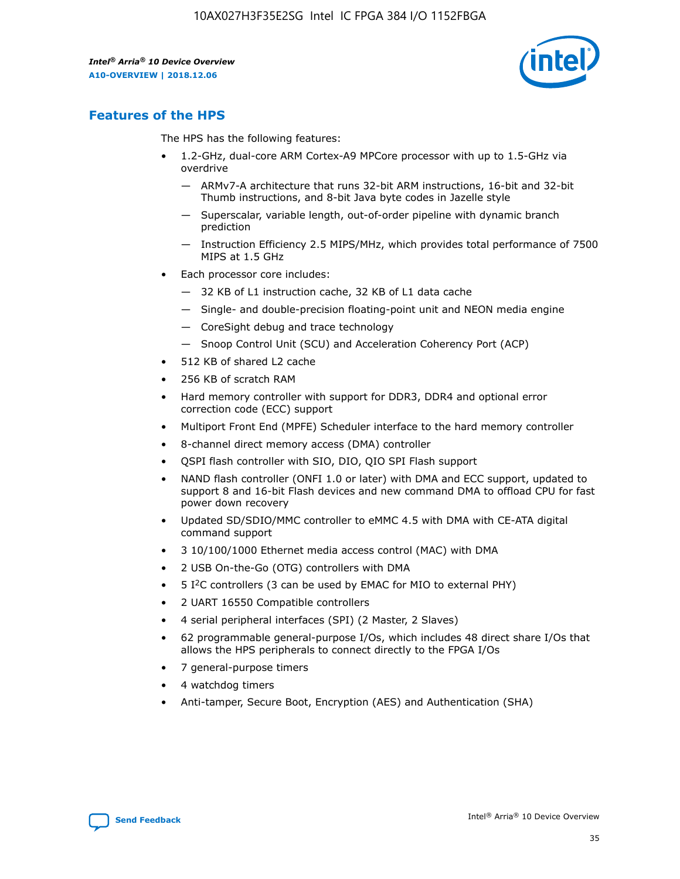## Features of the HPS

The HPS has the following features:

- 1.2-GHz, dual-core ARM Cortex-A9 MPCore processor with up to 1.5-GHz via overdrive
  - — ARMv7-A architecture that runs 32-bit ARM instructions, 16-bit and 32-bit Thumb instructions, and 8-bit Java byte codes in Jazelle style
  - — Superscalar, variable length, out-of-order pipeline with dynamic branch prediction
  - — Instruction Efficiency 2.5 MIPS/MHz, which provides total performance of 7500 MIPS at 1.5 GHz
- Each processor core includes:
  - — 32 KB of L1 instruction cache, 32 KB of L1 data cache
  - — Single- and double-precision floating-point unit and NEON media engine
  - — CoreSight debug and trace technology
  - — Snoop Control Unit (SCU) and Acceleration Coherency Port (ACP)
- 512 KB of shared L2 cache
- 256 KB of scratch RAM
- Hard memory controller with support for DDR3, DDR4 and optional error correction code (ECC) support
- Multiport Front End (MPFE) Scheduler interface to the hard memory controller
- 8-channel direct memory access (DMA) controller
- QSPI flash controller with SIO, DIO, QIO SPI Flash support
- NAND flash controller (ONFI 1.0 or later) with DMA and ECC support, updated to support 8 and 16-bit Flash devices and new command DMA to offload CPU for fast power down recovery
- Updated SD/SDIO/MMC controller to eMMC 4.5 with DMA with CE-ATA digital command support
- 3 10/100/1000 Ethernet media access control (MAC) with DMA
- 2 USB On-the-Go (OTG) controllers with DMA
- 5 I²C controllers (3 can be used by EMAC for MIO to external PHY)
- 2 UART 16550 Compatible controllers
- 4 serial peripheral interfaces (SPI) (2 Master, 2 Slaves)
- 62 programmable general-purpose I/Os, which includes 48 direct share I/Os that allows the HPS peripherals to connect directly to the FPGA I/Os
- 7 general-purpose timers
- 4 watchdog timers
- Anti-tamper, Secure Boot, Encryption (AES) and Authentication (SHA)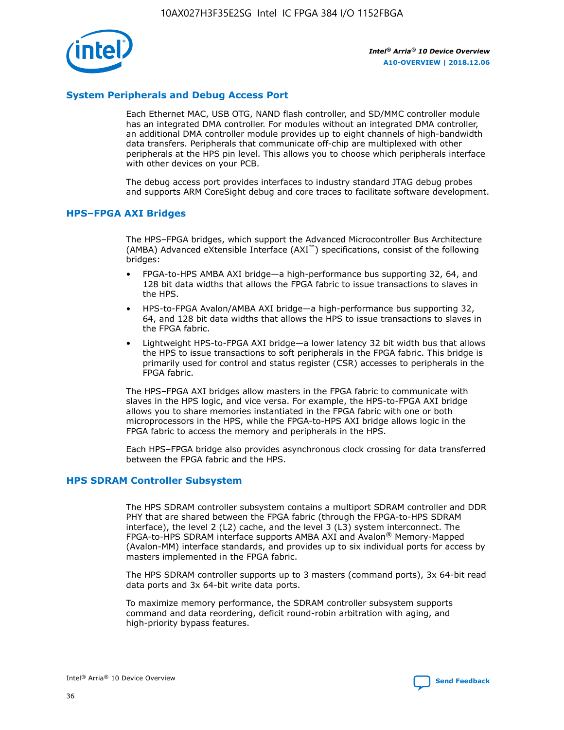## System Peripherals and Debug Access Port

Each Ethernet MAC, USB OTG, NAND flash controller, and SD/MMC controller module has an integrated DMA controller. For modules without an integrated DMA controller, an additional DMA controller module provides up to eight channels of high-bandwidth data transfers. Peripherals that communicate off-chip are multiplexed with other peripherals at the HPS pin level. This allows you to choose which peripherals interface with other devices on your PCB.

The debug access port provides interfaces to industry standard JTAG debug probes and supports ARM CoreSight debug and core traces to facilitate software development.

## HPS–FPGA AXI Bridges

The HPS–FPGA bridges, which support the Advanced Microcontroller Bus Architecture (AMBA) Advanced eXtensible Interface (AXI™) specifications, consist of the following bridges:

- FPGA-to-HPS AMBA AXI bridge—a high-performance bus supporting 32, 64, and 128 bit data widths that allows the FPGA fabric to issue transactions to slaves in the HPS.
- HPS-to-FPGA Avalon/AMBA AXI bridge—a high-performance bus supporting 32, 64, and 128 bit data widths that allows the HPS to issue transactions to slaves in the FPGA fabric.
- Lightweight HPS-to-FPGA AXI bridge—a lower latency 32 bit width bus that allows the HPS to issue transactions to soft peripherals in the FPGA fabric. This bridge is primarily used for control and status register (CSR) accesses to peripherals in the FPGA fabric.

The HPS–FPGA AXI bridges allow masters in the FPGA fabric to communicate with slaves in the HPS logic, and vice versa. For example, the HPS-to-FPGA AXI bridge allows you to share memories instantiated in the FPGA fabric with one or both microprocessors in the HPS, while the FPGA-to-HPS AXI bridge allows logic in the FPGA fabric to access the memory and peripherals in the HPS.

Each HPS–FPGA bridge also provides asynchronous clock crossing for data transferred between the FPGA fabric and the HPS.

## HPS SDRAM Controller Subsystem

The HPS SDRAM controller subsystem contains a multiport SDRAM controller and DDR PHY that are shared between the FPGA fabric (through the FPGA-to-HPS SDRAM interface), the level 2 (L2) cache, and the level 3 (L3) system interconnect. The FPGA-to-HPS SDRAM interface supports AMBA AXI and Avalon® Memory-Mapped (Avalon-MM) interface standards, and provides up to six individual ports for access by masters implemented in the FPGA fabric.

The HPS SDRAM controller supports up to 3 masters (command ports), 3x 64-bit read data ports and 3x 64-bit write data ports.

To maximize memory performance, the SDRAM controller subsystem supports command and data reordering, deficit round-robin arbitration with aging, and high-priority bypass features.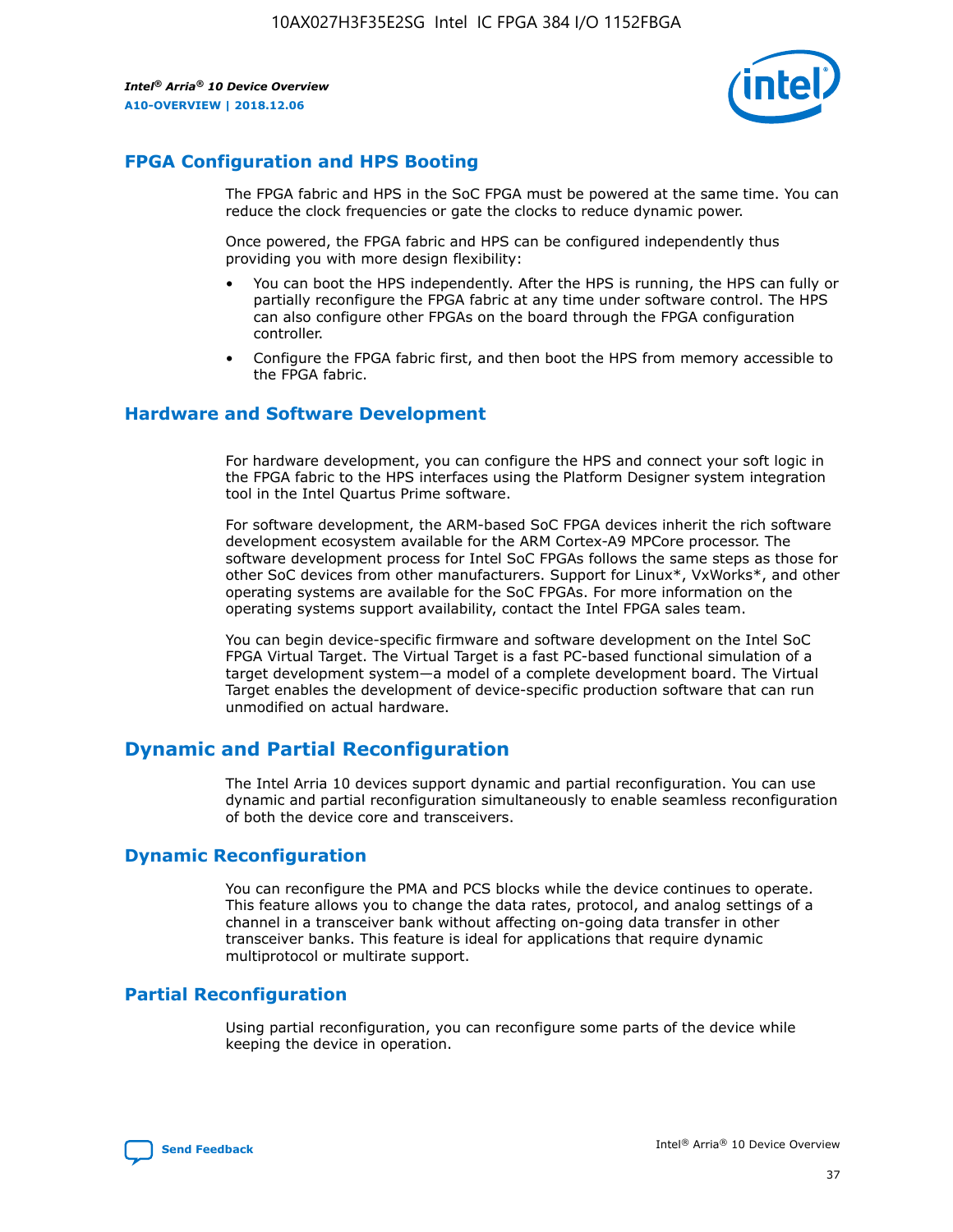## FPGA Configuration and HPS Booting

The FPGA fabric and HPS in the SoC FPGA must be powered at the same time. You can reduce the clock frequencies or gate the clocks to reduce dynamic power.

Once powered, the FPGA fabric and HPS can be configured independently thus providing you with more design flexibility:

- You can boot the HPS independently. After the HPS is running, the HPS can fully or partially reconfigure the FPGA fabric at any time under software control. The HPS can also configure other FPGAs on the board through the FPGA configuration controller.
- Configure the FPGA fabric first, and then boot the HPS from memory accessible to the FPGA fabric.

## Hardware and Software Development

For hardware development, you can configure the HPS and connect your soft logic in the FPGA fabric to the HPS interfaces using the Platform Designer system integration tool in the Intel Quartus Prime software.

For software development, the ARM-based SoC FPGA devices inherit the rich software development ecosystem available for the ARM Cortex-A9 MPCore processor. The software development process for Intel SoC FPGAs follows the same steps as those for other SoC devices from other manufacturers. Support for Linux*, VxWorks*, and other operating systems are available for the SoC FPGAs. For more information on the operating systems support availability, contact the Intel FPGA sales team.

You can begin device-specific firmware and software development on the Intel SoC FPGA Virtual Target. The Virtual Target is a fast PC-based functional simulation of a target development system—a model of a complete development board. The Virtual Target enables the development of device-specific production software that can run unmodified on actual hardware.

# Dynamic and Partial Reconfiguration

The Intel Arria 10 devices support dynamic and partial reconfiguration. You can use dynamic and partial reconfiguration simultaneously to enable seamless reconfiguration of both the device core and transceivers.

## Dynamic Reconfiguration

You can reconfigure the PMA and PCS blocks while the device continues to operate. This feature allows you to change the data rates, protocol, and analog settings of a channel in a transceiver bank without affecting on-going data transfer in other transceiver banks. This feature is ideal for applications that require dynamic multiprotocol or multirate support.

## Partial Reconfiguration

Using partial reconfiguration, you can reconfigure some parts of the device while keeping the device in operation.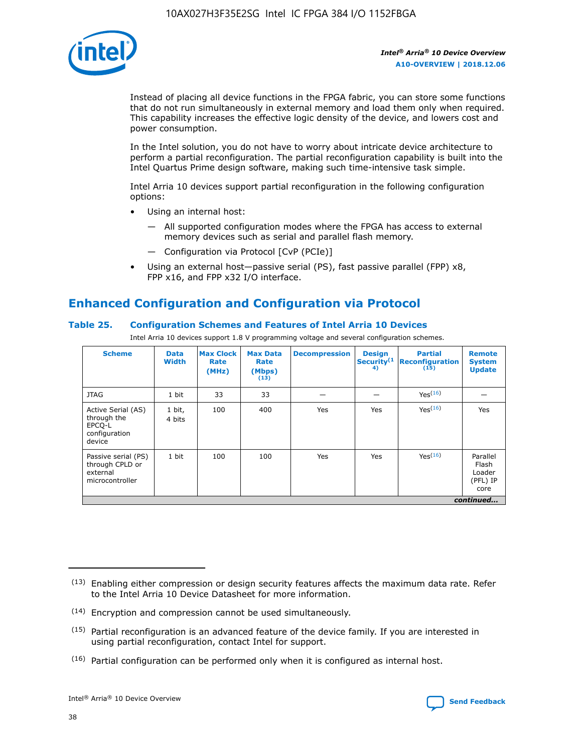Instead of placing all device functions in the FPGA fabric, you can store some functions that do not run simultaneously in external memory and load them only when required. This capability increases the effective logic density of the device, and lowers cost and power consumption.

In the Intel solution, you do not have to worry about intricate device architecture to perform a partial reconfiguration. The partial reconfiguration capability is built into the Intel Quartus Prime design software, making such time-intensive task simple.

Intel Arria 10 devices support partial reconfiguration in the following configuration options:

- Using an internal host:
  - — All supported configuration modes where the FPGA has access to external memory devices such as serial and parallel flash memory.
  - — Configuration via Protocol [CvP (PCIe)]
- Using an external host—passive serial (PS), fast passive parallel (FPP) x8, FPP x16, and FPP x32 I/O interface.

## Enhanced Configuration and Configuration via Protocol

### Table 25. Configuration Schemes and Features of Intel Arria 10 Devices

Intel Arria 10 devices support 1.8 V programming voltage and several configuration schemes.

| Scheme | Data Width | Max Clock Rate (MHz) | Max Data Rate (Mbps) (13) | Decompression | Design Security (14) | Partial Reconfiguration (15) | Remote System Update |
|---|---|---|---|---|---|---|---|
| JTAG | 1 bit | 33 | 33 | — | — | Yes (16) | — |
| Active Serial (AS) through the EPCQ-L configuration device | 1 bit, 4 bits | 100 | 400 | Yes | Yes | Yes (16) | Yes |
| Passive serial (PS) through CPLD or external microcontroller | 1 bit | 100 | 100 | Yes | Yes | Yes (16) | Parallel Flash Loader (PFL) IP core |

*continued...*

(13) Enabling either compression or design security features affects the maximum data rate. Refer to the Intel Arria 10 Device Datasheet for more information.

(14) Encryption and compression cannot be used simultaneously.

(15) Partial reconfiguration is an advanced feature of the device family. If you are interested in using partial reconfiguration, contact Intel for support.

(16) Partial configuration can be performed only when it is configured as internal host.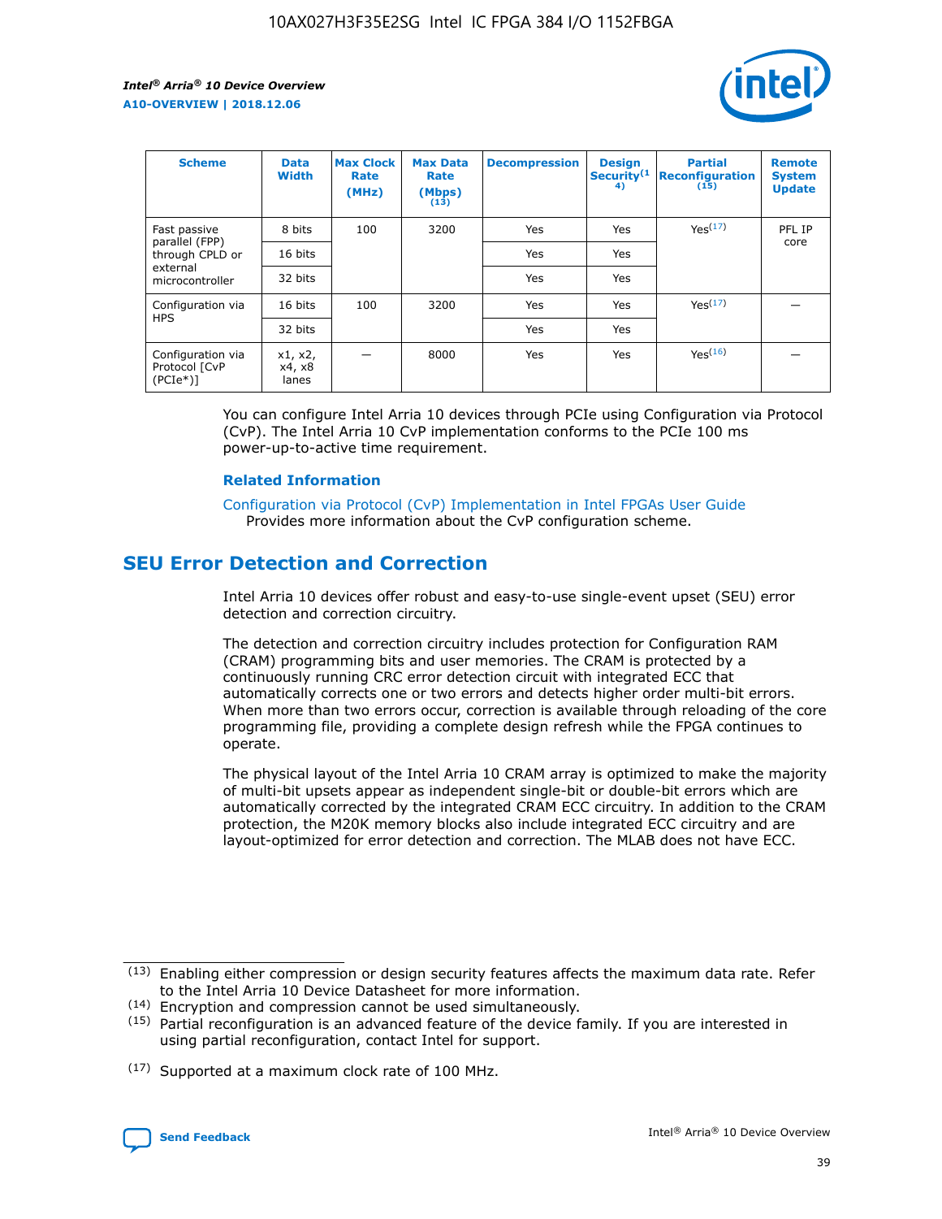| Scheme | Data Width | Max Clock Rate (MHz) | Max Data Rate (Mbps) (13) | Decompression | Design Security(14) | Partial Reconfiguration (15) | Remote System Update |
|---|---|---|---|---|---|---|---|
| Fast passive parallel (FPP) through CPLD or external microcontroller | 8 bits | 100 | 3200 | Yes | Yes | Yes(17) | PFL IP core |
| | 16 bits | | | Yes | Yes | | |
| | 32 bits | | | Yes | Yes | | |
| Configuration via HPS | 16 bits | 100 | 3200 | Yes | Yes | Yes(17) | — |
| | 32 bits | | | Yes | Yes | | |
| Configuration via Protocol [CvP (PCIe*)] | x1, x2, x4, x8 lanes | — | 8000 | Yes | Yes | Yes(16) | — |

You can configure Intel Arria 10 devices through PCIe using Configuration via Protocol (CvP). The Intel Arria 10 CvP implementation conforms to the PCIe 100 ms power-up-to-active time requirement.

### Related Information

Configuration via Protocol (CvP) Implementation in Intel FPGAs User Guide
Provides more information about the CvP configuration scheme.

## SEU Error Detection and Correction

Intel Arria 10 devices offer robust and easy-to-use single-event upset (SEU) error detection and correction circuitry.

The detection and correction circuitry includes protection for Configuration RAM (CRAM) programming bits and user memories. The CRAM is protected by a continuously running CRC error detection circuit with integrated ECC that automatically corrects one or two errors and detects higher order multi-bit errors. When more than two errors occur, correction is available through reloading of the core programming file, providing a complete design refresh while the FPGA continues to operate.

The physical layout of the Intel Arria 10 CRAM array is optimized to make the majority of multi-bit upsets appear as independent single-bit or double-bit errors which are automatically corrected by the integrated CRAM ECC circuitry. In addition to the CRAM protection, the M20K memory blocks also include integrated ECC circuitry and are layout-optimized for error detection and correction. The MLAB does not have ECC.

(13) Enabling either compression or design security features affects the maximum data rate. Refer to the Intel Arria 10 Device Datasheet for more information.

(14) Encryption and compression cannot be used simultaneously.

(15) Partial reconfiguration is an advanced feature of the device family. If you are interested in using partial reconfiguration, contact Intel for support.

(17) Supported at a maximum clock rate of 100 MHz.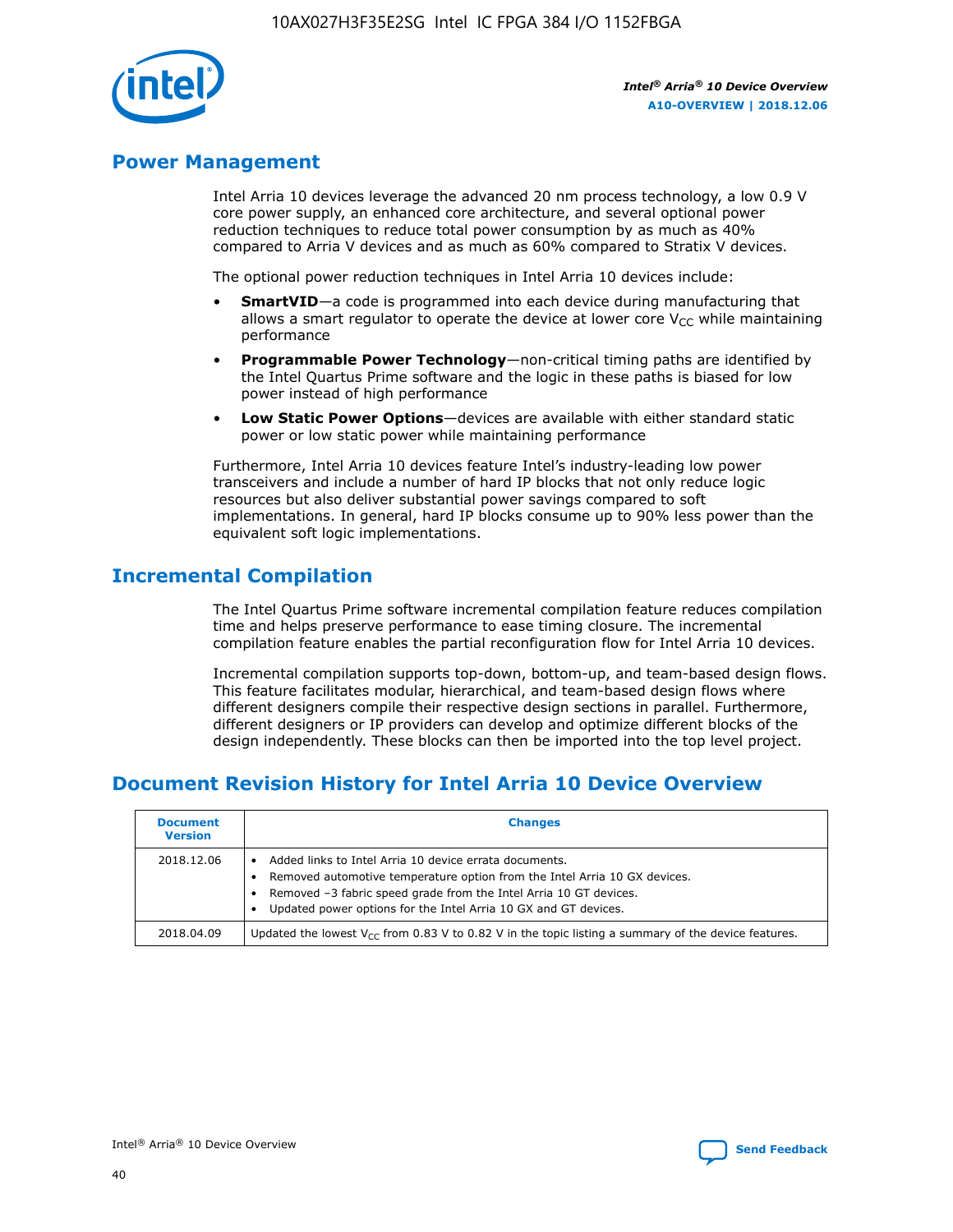## Power Management

Intel Arria 10 devices leverage the advanced 20 nm process technology, a low 0.9 V core power supply, an enhanced core architecture, and several optional power reduction techniques to reduce total power consumption by as much as 40% compared to Arria V devices and as much as 60% compared to Stratix V devices.

The optional power reduction techniques in Intel Arria 10 devices include:

- **SmartVID**—a code is programmed into each device during manufacturing that allows a smart regulator to operate the device at lower core $V_{CC}$ while maintaining performance
- **Programmable Power Technology**—non-critical timing paths are identified by the Intel Quartus Prime software and the logic in these paths is biased for low power instead of high performance
- **Low Static Power Options**—devices are available with either standard static power or low static power while maintaining performance

Furthermore, Intel Arria 10 devices feature Intel's industry-leading low power transceivers and include a number of hard IP blocks that not only reduce logic resources but also deliver substantial power savings compared to soft implementations. In general, hard IP blocks consume up to 90% less power than the equivalent soft logic implementations.

## Incremental Compilation

The Intel Quartus Prime software incremental compilation feature reduces compilation time and helps preserve performance to ease timing closure. The incremental compilation feature enables the partial reconfiguration flow for Intel Arria 10 devices.

Incremental compilation supports top-down, bottom-up, and team-based design flows. This feature facilitates modular, hierarchical, and team-based design flows where different designers compile their respective design sections in parallel. Furthermore, different designers or IP providers can develop and optimize different blocks of the design independently. These blocks can then be imported into the top level project.

## Document Revision History for Intel Arria 10 Device Overview

| Document Version | Changes |
|---|---|
| 2018.12.06 | • Added links to Intel Arria 10 device errata documents.<br>• Removed automotive temperature option from the Intel Arria 10 GX devices.<br>• Removed –3 fabric speed grade from the Intel Arria 10 GT devices.<br>• Updated power options for the Intel Arria 10 GX and GT devices. |
| 2018.04.09 | Updated the lowest $V_{CC}$ from 0.83 V to 0.82 V in the topic listing a summary of the device features. |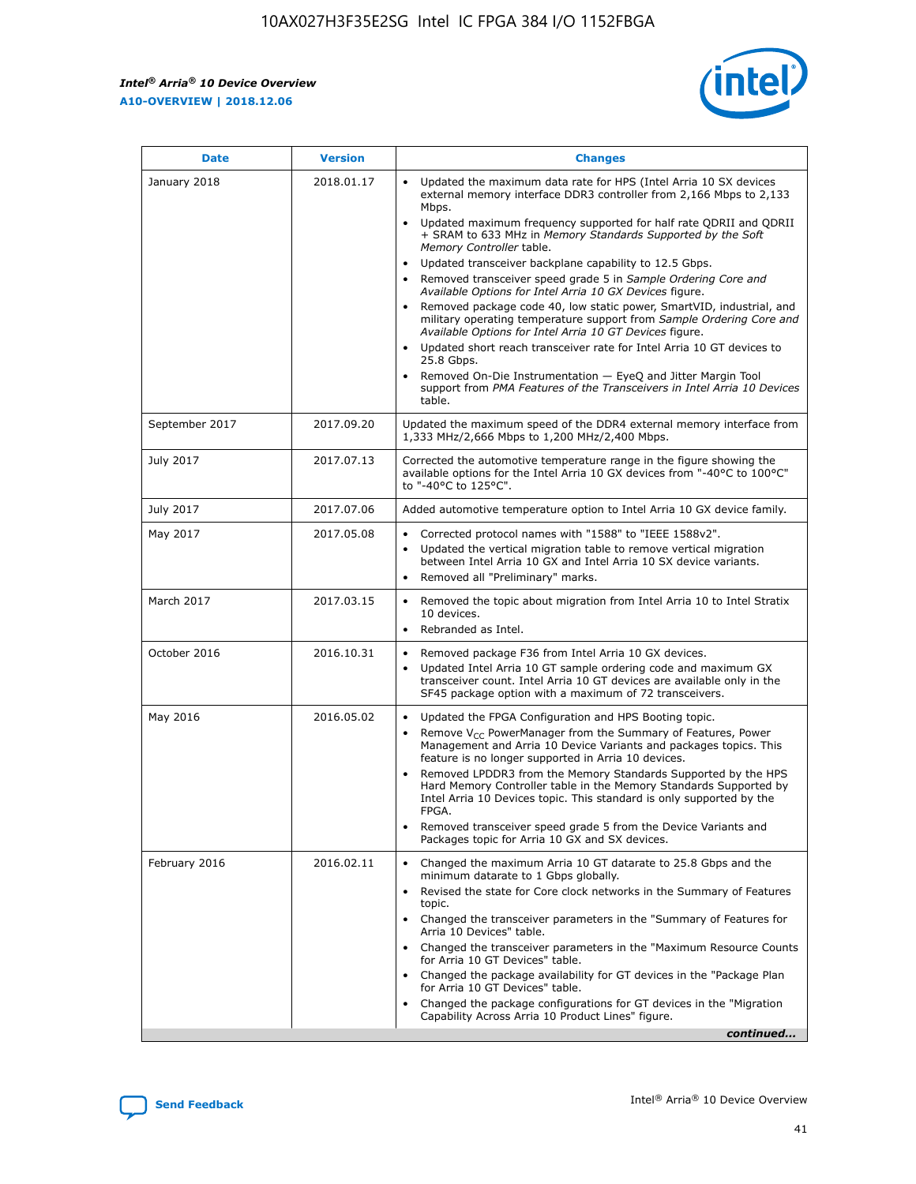| Date | Version | Changes |
| --- | --- | --- |
| January 2018 | 2018.01.17 | • Updated the maximum data rate for HPS (Intel Arria 10 SX devices external memory interface DDR3 controller from 2,166 Mbps to 2,133 Mbps.<br>• Updated maximum frequency supported for half rate QDRII and QDRII + SRAM to 633 MHz in *Memory Standards Supported by the Soft Memory Controller* table.<br>• Updated transceiver backplane capability to 12.5 Gbps.<br>• Removed transceiver speed grade 5 in *Sample Ordering Core and Available Options for Intel Arria 10 GX Devices* figure.<br>• Removed package code 40, low static power, SmartVID, industrial, and military operating temperature support from *Sample Ordering Core and Available Options for Intel Arria 10 GT Devices* figure.<br>• Updated short reach transceiver rate for Intel Arria 10 GT devices to 25.8 Gbps.<br>• Removed On-Die Instrumentation — EyeQ and Jitter Margin Tool support from *PMA Features of the Transceivers in Intel Arria 10 Devices* table. |
| September 2017 | 2017.09.20 | Updated the maximum speed of the DDR4 external memory interface from 1,333 MHz/2,666 Mbps to 1,200 MHz/2,400 Mbps. |
| July 2017 | 2017.07.13 | Corrected the automotive temperature range in the figure showing the available options for the Intel Arria 10 GX devices from "-40°C to 100°C" to "-40°C to 125°C". |
| July 2017 | 2017.07.06 | Added automotive temperature option to Intel Arria 10 GX device family. |
| May 2017 | 2017.05.08 | • Corrected protocol names with "1588" to "IEEE 1588v2".<br>• Updated the vertical migration table to remove vertical migration between Intel Arria 10 GX and Intel Arria 10 SX device variants.<br>• Removed all "Preliminary" marks. |
| March 2017 | 2017.03.15 | • Removed the topic about migration from Intel Arria 10 to Intel Stratix 10 devices.<br>• Rebranded as Intel. |
| October 2016 | 2016.10.31 | • Removed package F36 from Intel Arria 10 GX devices.<br>• Updated Intel Arria 10 GT sample ordering code and maximum GX transceiver count. Intel Arria 10 GT devices are available only in the SF45 package option with a maximum of 72 transceivers. |
| May 2016 | 2016.05.02 | • Updated the FPGA Configuration and HPS Booting topic.<br>• Remove $V_{CC}$ PowerManager from the Summary of Features, Power Management and Arria 10 Device Variants and packages topics. This feature is no longer supported in Arria 10 devices.<br>• Removed LPDDR3 from the Memory Standards Supported by the HPS Hard Memory Controller table in the Memory Standards Supported by Intel Arria 10 Devices topic. This standard is only supported by the FPGA.<br>• Removed transceiver speed grade 5 from the Device Variants and Packages topic for Arria 10 GX and SX devices. |
| February 2016 | 2016.02.11 | • Changed the maximum Arria 10 GT datarate to 25.8 Gbps and the minimum datarate to 1 Gbps globally.<br>• Revised the state for Core clock networks in the Summary of Features topic.<br>• Changed the transceiver parameters in the "Summary of Features for Arria 10 Devices" table.<br>• Changed the transceiver parameters in the "Maximum Resource Counts for Arria 10 GT Devices" table.<br>• Changed the package availability for GT devices in the "Package Plan for Arria 10 GT Devices" table.<br>• Changed the package configurations for GT devices in the "Migration Capability Across Arria 10 Product Lines" figure. |

*continued...*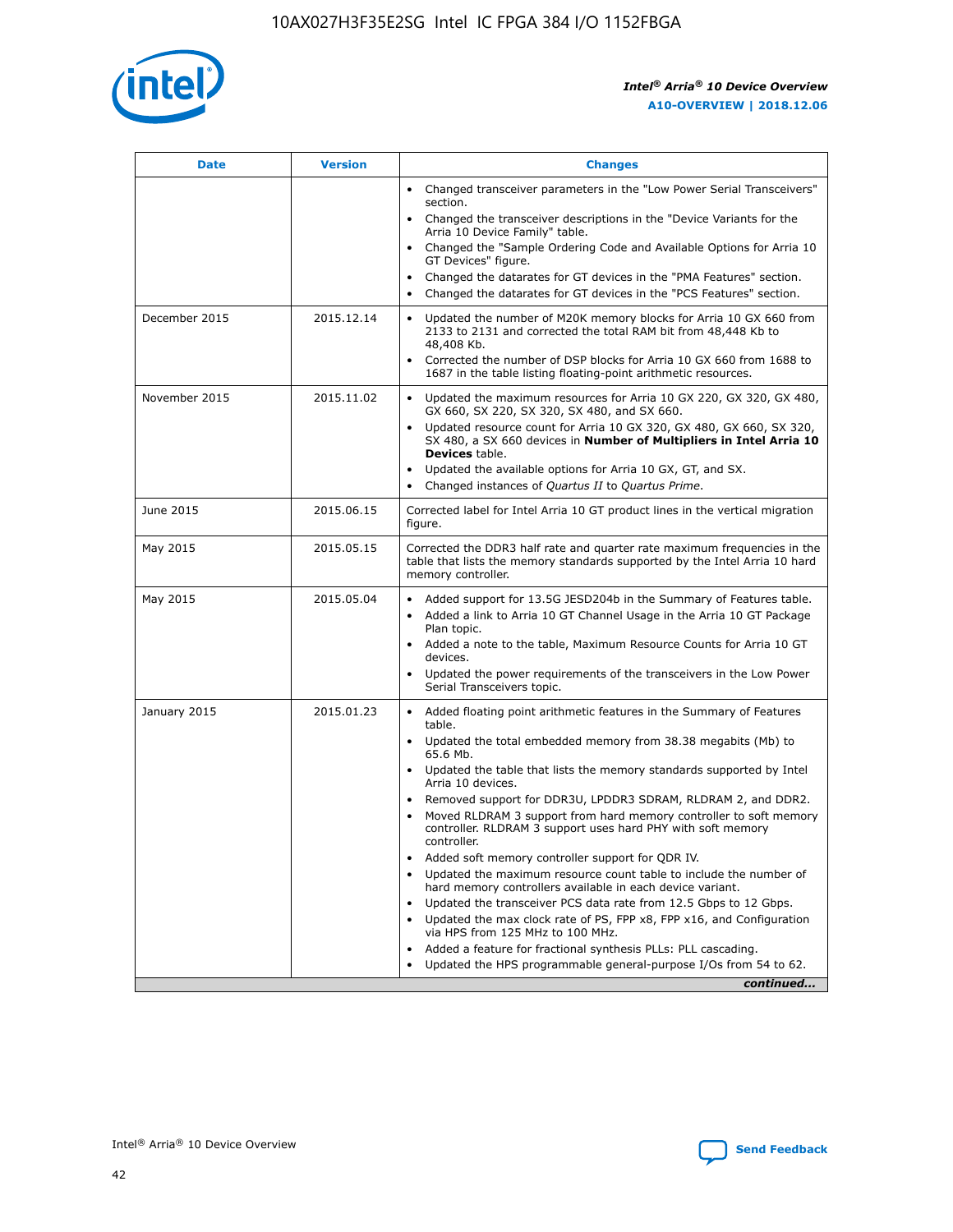| Date | Version | Changes |
| --- | --- | --- |
| | | • Changed transceiver parameters in the "Low Power Serial Transceivers" section.<br>• Changed the transceiver descriptions in the "Device Variants for the Arria 10 Device Family" table.<br>• Changed the "Sample Ordering Code and Available Options for Arria 10 GT Devices" figure.<br>• Changed the datarates for GT devices in the "PMA Features" section.<br>• Changed the datarates for GT devices in the "PCS Features" section. |
| December 2015 | 2015.12.14 | • Updated the number of M20K memory blocks for Arria 10 GX 660 from 2133 to 2131 and corrected the total RAM bit from 48,448 Kb to 48,408 Kb.<br>• Corrected the number of DSP blocks for Arria 10 GX 660 from 1688 to 1687 in the table listing floating-point arithmetic resources. |
| November 2015 | 2015.11.02 | • Updated the maximum resources for Arria 10 GX 220, GX 320, GX 480, GX 660, SX 220, SX 320, SX 480, and SX 660.<br>• Updated resource count for Arria 10 GX 320, GX 480, GX 660, SX 320, SX 480, a SX 660 devices in **Number of Multipliers in Intel Arria 10 Devices** table.<br>• Updated the available options for Arria 10 GX, GT, and SX.<br>• Changed instances of *Quartus II* to *Quartus Prime*. |
| June 2015 | 2015.06.15 | Corrected label for Intel Arria 10 GT product lines in the vertical migration figure. |
| May 2015 | 2015.05.15 | Corrected the DDR3 half rate and quarter rate maximum frequencies in the table that lists the memory standards supported by the Intel Arria 10 hard memory controller. |
| May 2015 | 2015.05.04 | • Added support for 13.5G JESD204b in the Summary of Features table.<br>• Added a link to Arria 10 GT Channel Usage in the Arria 10 GT Package Plan topic.<br>• Added a note to the table, Maximum Resource Counts for Arria 10 GT devices.<br>• Updated the power requirements of the transceivers in the Low Power Serial Transceivers topic. |
| January 2015 | 2015.01.23 | • Added floating point arithmetic features in the Summary of Features table.<br>• Updated the total embedded memory from 38.38 megabits (Mb) to 65.6 Mb.<br>• Updated the table that lists the memory standards supported by Intel Arria 10 devices.<br>• Removed support for DDR3U, LPDDR3 SDRAM, RLDRAM 2, and DDR2.<br>• Moved RLDRAM 3 support from hard memory controller to soft memory controller. RLDRAM 3 support uses hard PHY with soft memory controller.<br>• Added soft memory controller support for QDR IV.<br>• Updated the maximum resource count table to include the number of hard memory controllers available in each device variant.<br>• Updated the transceiver PCS data rate from 12.5 Gbps to 12 Gbps.<br>• Updated the max clock rate of PS, FPP x8, FPP x16, and Configuration via HPS from 125 MHz to 100 MHz.<br>• Added a feature for fractional synthesis PLLs: PLL cascading.<br>• Updated the HPS programmable general-purpose I/Os from 54 to 62. |

*continued...*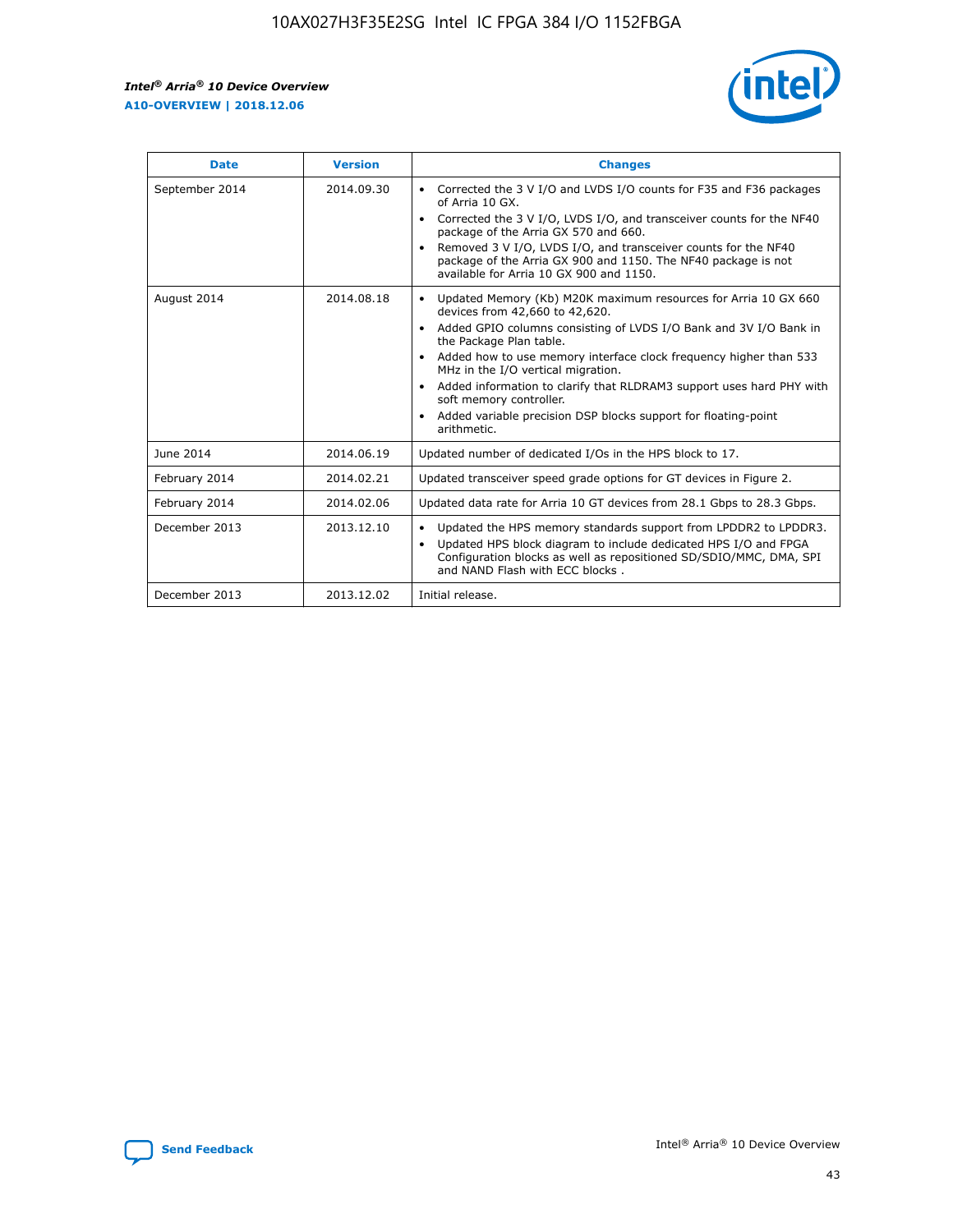| Date | Version | Changes |
| --- | --- | --- |
| September 2014 | 2014.09.30 | • Corrected the 3 V I/O and LVDS I/O counts for F35 and F36 packages of Arria 10 GX.<br>• Corrected the 3 V I/O, LVDS I/O, and transceiver counts for the NF40 package of the Arria GX 570 and 660.<br>• Removed 3 V I/O, LVDS I/O, and transceiver counts for the NF40 package of the Arria GX 900 and 1150. The NF40 package is not available for Arria 10 GX 900 and 1150. |
| August 2014 | 2014.08.18 | • Updated Memory (Kb) M20K maximum resources for Arria 10 GX 660 devices from 42,660 to 42,620.<br>• Added GPIO columns consisting of LVDS I/O Bank and 3V I/O Bank in the Package Plan table.<br>• Added how to use memory interface clock frequency higher than 533 MHz in the I/O vertical migration.<br>• Added information to clarify that RLDRAM3 support uses hard PHY with soft memory controller.<br>• Added variable precision DSP blocks support for floating-point arithmetic. |
| June 2014 | 2014.06.19 | Updated number of dedicated I/Os in the HPS block to 17. |
| February 2014 | 2014.02.21 | Updated transceiver speed grade options for GT devices in Figure 2. |
| February 2014 | 2014.02.06 | Updated data rate for Arria 10 GT devices from 28.1 Gbps to 28.3 Gbps. |
| December 2013 | 2013.12.10 | • Updated the HPS memory standards support from LPDDR2 to LPDDR3.<br>• Updated HPS block diagram to include dedicated HPS I/O and FPGA Configuration blocks as well as repositioned SD/SDIO/MMC, DMA, SPI and NAND Flash with ECC blocks . |
| December 2013 | 2013.12.02 | Initial release. |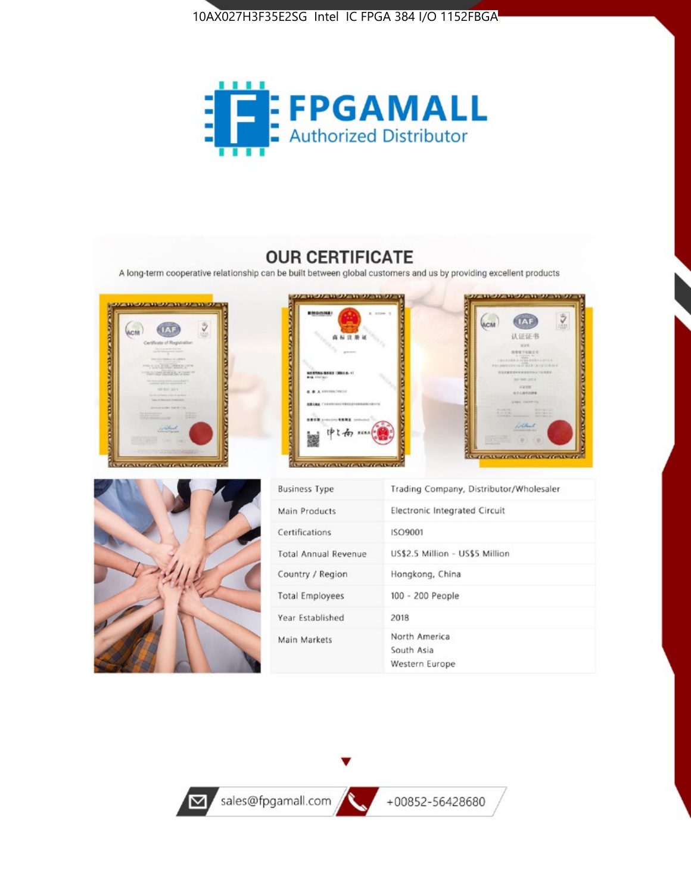FPGAMALL

Authorized Distributor

## OUR CERTIFICATE

A long-term cooperative relationship can be built between global customers and us by providing excellent products

| | |
|---|---|
| Business Type | Trading Company, Distributor/Wholesaler |
| Main Products | Electronic Integrated Circuit |
| Certifications | ISO9001 |
| Total Annual Revenue | US$2.5 Million - US$5 Million |
| Country / Region | Hongkong, China |
| Total Employees | 100 - 200 People |
| Year Established | 2018 |
| Main Markets | North America<br>South Asia<br>Western Europe |

sales@fpgamall.com

+00852-56428680